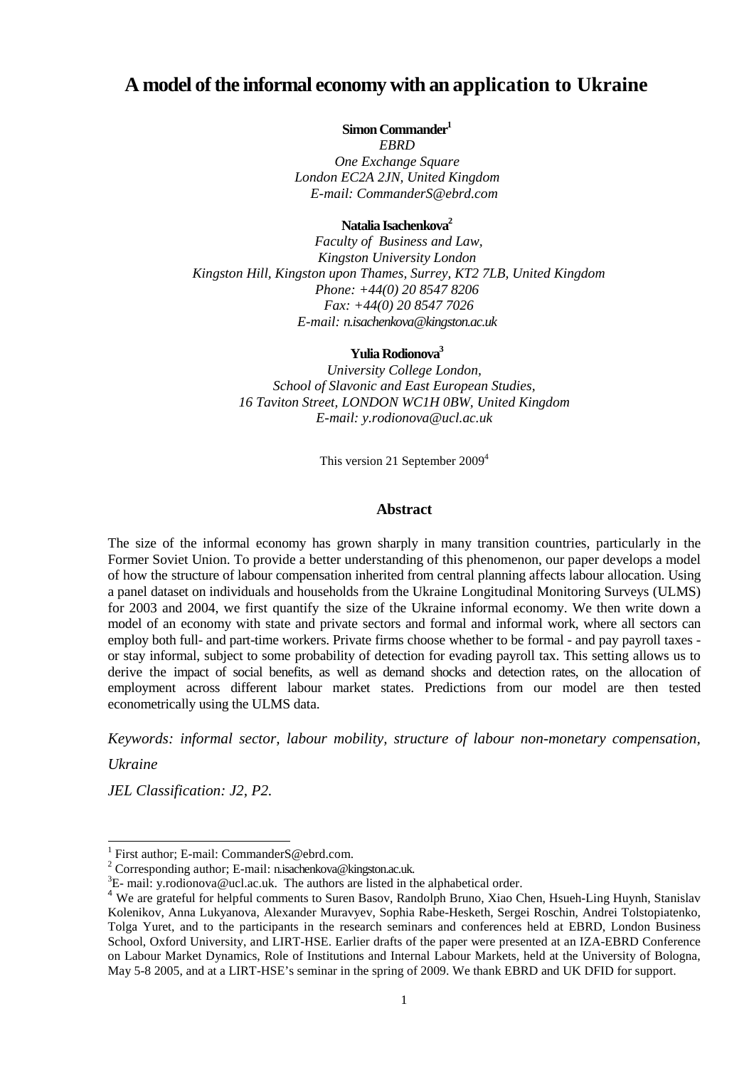# A model of the informal economy with an application to Ukraine

**Simon Commander**[1]

*EBRD*
*One Exchange Square*
*London EC2A 2JN, United Kingdom*
*E-mail: CommanderS@ebrd.com*

**Natalia Isachenkova**[2]

*Faculty of Business and Law,*
*Kingston University London*
*Kingston Hill, Kingston upon Thames, Surrey, KT2 7LB, United Kingdom*
*Phone: +44(0) 20 8547 8206*
*Fax: +44(0) 20 8547 7026*
*E-mail: n.isachenkova@kingston.ac.uk*

**Yulia Rodionova**[3]

*University College London,*
*School of Slavonic and East European Studies,*
*16 Taviton Street, LONDON WC1H 0BW, United Kingdom*
*E-mail: y.rodionova@ucl.ac.uk*

This version 21 September 2009[4]

## Abstract

The size of the informal economy has grown sharply in many transition countries, particularly in the Former Soviet Union. To provide a better understanding of this phenomenon, our paper develops a model of how the structure of labour compensation inherited from central planning affects labour allocation. Using a panel dataset on individuals and households from the Ukraine Longitudinal Monitoring Surveys (ULMS) for 2003 and 2004, we first quantify the size of the Ukraine informal economy. We then write down a model of an economy with state and private sectors and formal and informal work, where all sectors can employ both full- and part-time workers. Private firms choose whether to be formal - and pay payroll taxes - or stay informal, subject to some probability of detection for evading payroll tax. This setting allows us to derive the impact of social benefits, as well as demand shocks and detection rates, on the allocation of employment across different labour market states. Predictions from our model are then tested econometrically using the ULMS data.

*Keywords: informal sector, labour mobility, structure of labour non-monetary compensation, Ukraine*

*JEL Classification: J2, P2.*

---

[1] First author; E-mail: CommanderS@ebrd.com.

[2] Corresponding author; E-mail: n.isachenkova@kingston.ac.uk.

[3] E- mail: y.rodionova@ucl.ac.uk. The authors are listed in the alphabetical order.

[4] We are grateful for helpful comments to Suren Basov, Randolph Bruno, Xiao Chen, Hsueh-Ling Huynh, Stanislav Kolenikov, Anna Lukyanova, Alexander Muravyev, Sophia Rabe-Hesketh, Sergei Roschin, Andrei Tolstopiatenko, Tolga Yuret, and to the participants in the research seminars and conferences held at EBRD, London Business School, Oxford University, and LIRT-HSE. Earlier drafts of the paper were presented at an IZA-EBRD Conference on Labour Market Dynamics, Role of Institutions and Internal Labour Markets, held at the University of Bologna, May 5-8 2005, and at a LIRT-HSE's seminar in the spring of 2009. We thank EBRD and UK DFID for support.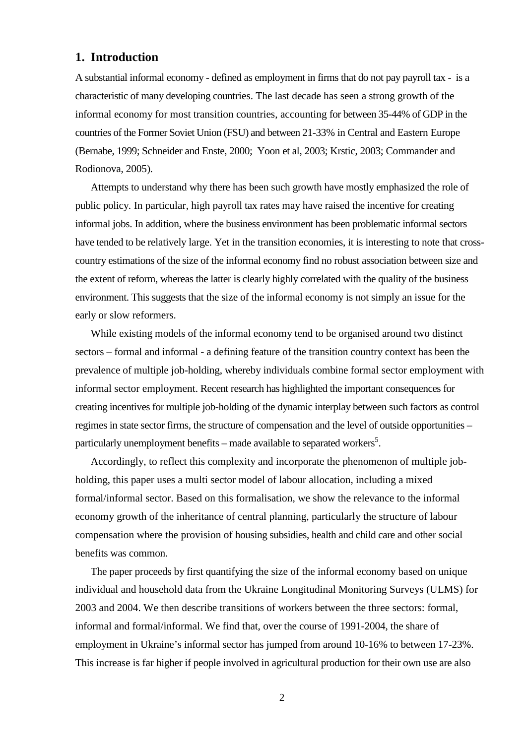## 1. Introduction

A substantial informal economy - defined as employment in firms that do not pay payroll tax - is a characteristic of many developing countries. The last decade has seen a strong growth of the informal economy for most transition countries, accounting for between 35-44% of GDP in the countries of the Former Soviet Union (FSU) and between 21-33% in Central and Eastern Europe (Bernabe, 1999; Schneider and Enste, 2000; Yoon et al, 2003; Krstic, 2003; Commander and Rodionova, 2005).

Attempts to understand why there has been such growth have mostly emphasized the role of public policy. In particular, high payroll tax rates may have raised the incentive for creating informal jobs. In addition, where the business environment has been problematic informal sectors have tended to be relatively large. Yet in the transition economies, it is interesting to note that cross-country estimations of the size of the informal economy find no robust association between size and the extent of reform, whereas the latter is clearly highly correlated with the quality of the business environment. This suggests that the size of the informal economy is not simply an issue for the early or slow reformers.

While existing models of the informal economy tend to be organised around two distinct sectors – formal and informal - a defining feature of the transition country context has been the prevalence of multiple job-holding, whereby individuals combine formal sector employment with informal sector employment. Recent research has highlighted the important consequences for creating incentives for multiple job-holding of the dynamic interplay between such factors as control regimes in state sector firms, the structure of compensation and the level of outside opportunities – particularly unemployment benefits – made available to separated workers[5].

Accordingly, to reflect this complexity and incorporate the phenomenon of multiple job-holding, this paper uses a multi sector model of labour allocation, including a mixed formal/informal sector. Based on this formalisation, we show the relevance to the informal economy growth of the inheritance of central planning, particularly the structure of labour compensation where the provision of housing subsidies, health and child care and other social benefits was common.

The paper proceeds by first quantifying the size of the informal economy based on unique individual and household data from the Ukraine Longitudinal Monitoring Surveys (ULMS) for 2003 and 2004. We then describe transitions of workers between the three sectors: formal, informal and formal/informal. We find that, over the course of 1991-2004, the share of employment in Ukraine's informal sector has jumped from around 10-16% to between 17-23%. This increase is far higher if people involved in agricultural production for their own use are also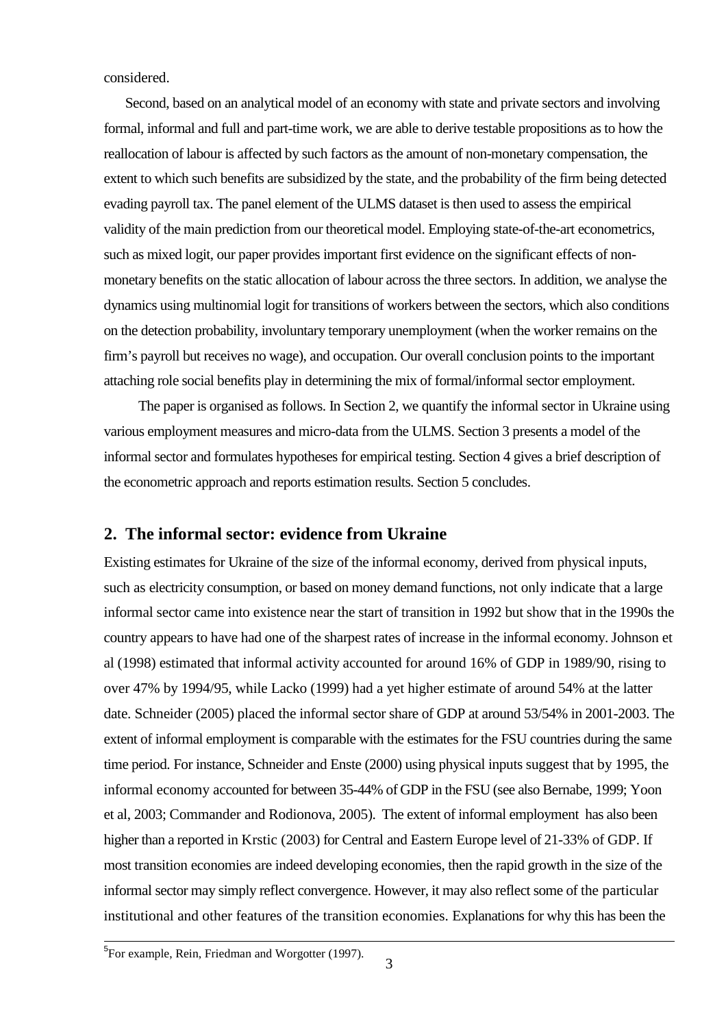considered.

Second, based on an analytical model of an economy with state and private sectors and involving formal, informal and full and part-time work, we are able to derive testable propositions as to how the reallocation of labour is affected by such factors as the amount of non-monetary compensation, the extent to which such benefits are subsidized by the state, and the probability of the firm being detected evading payroll tax. The panel element of the ULMS dataset is then used to assess the empirical validity of the main prediction from our theoretical model. Employing state-of-the-art econometrics, such as mixed logit, our paper provides important first evidence on the significant effects of non-monetary benefits on the static allocation of labour across the three sectors. In addition, we analyse the dynamics using multinomial logit for transitions of workers between the sectors, which also conditions on the detection probability, involuntary temporary unemployment (when the worker remains on the firm's payroll but receives no wage), and occupation. Our overall conclusion points to the important attaching role social benefits play in determining the mix of formal/informal sector employment.

The paper is organised as follows. In Section 2, we quantify the informal sector in Ukraine using various employment measures and micro-data from the ULMS. Section 3 presents a model of the informal sector and formulates hypotheses for empirical testing. Section 4 gives a brief description of the econometric approach and reports estimation results. Section 5 concludes.

## 2. The informal sector: evidence from Ukraine

Existing estimates for Ukraine of the size of the informal economy, derived from physical inputs, such as electricity consumption, or based on money demand functions, not only indicate that a large informal sector came into existence near the start of transition in 1992 but show that in the 1990s the country appears to have had one of the sharpest rates of increase in the informal economy. Johnson et al (1998) estimated that informal activity accounted for around 16% of GDP in 1989/90, rising to over 47% by 1994/95, while Lacko (1999) had a yet higher estimate of around 54% at the latter date. Schneider (2005) placed the informal sector share of GDP at around 53/54% in 2001-2003. The extent of informal employment is comparable with the estimates for the FSU countries during the same time period. For instance, Schneider and Enste (2000) using physical inputs suggest that by 1995, the informal economy accounted for between 35-44% of GDP in the FSU (see also Bernabe, 1999; Yoon et al, 2003; Commander and Rodionova, 2005). The extent of informal employment has also been higher than a reported in Krstic (2003) for Central and Eastern Europe level of 21-33% of GDP. If most transition economies are indeed developing economies, then the rapid growth in the size of the informal sector may simply reflect convergence. However, it may also reflect some of the particular institutional and other features of the transition economies. Explanations for why this has been the

[5] For example, Rein, Friedman and Worgotter (1997).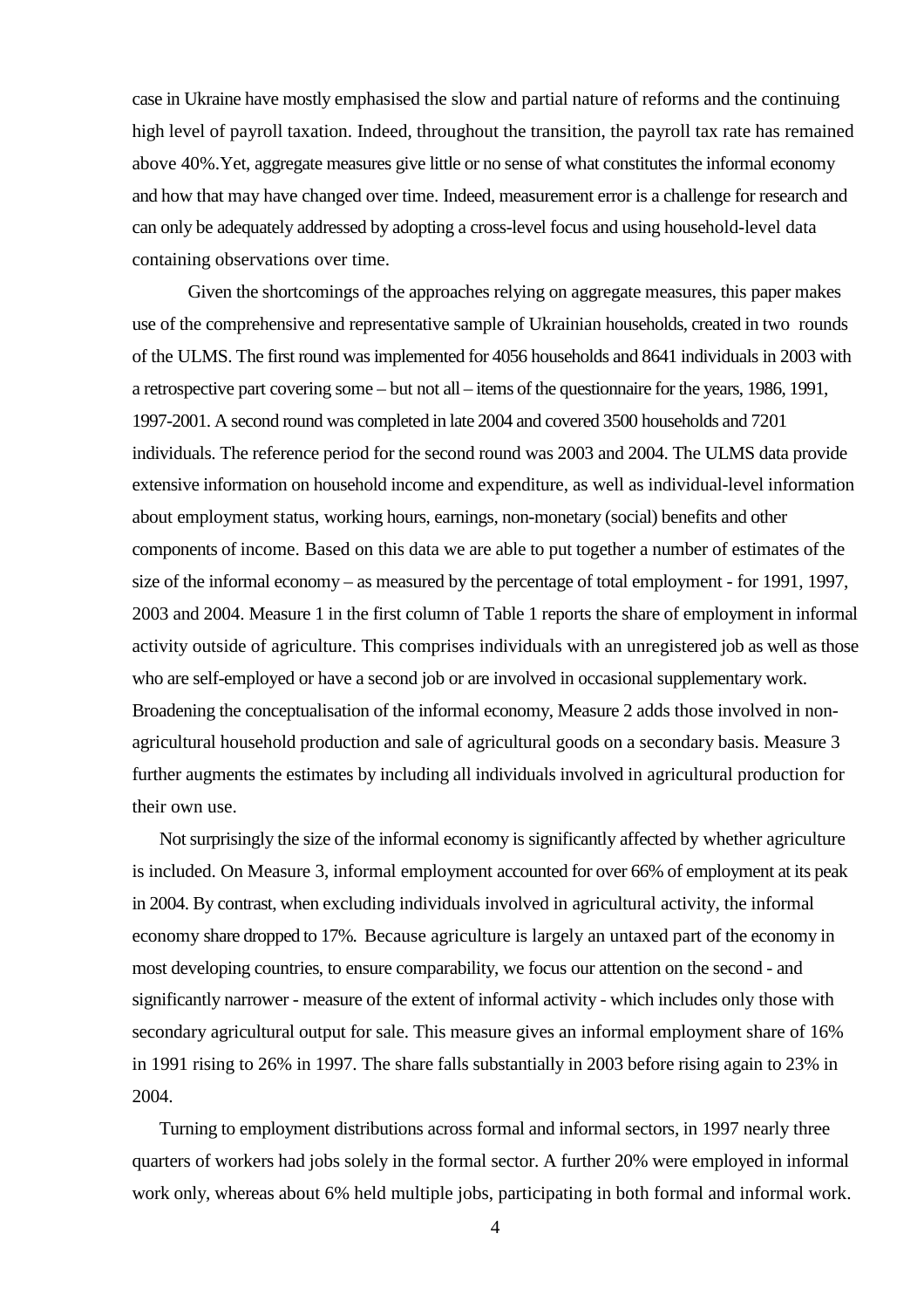case in Ukraine have mostly emphasised the slow and partial nature of reforms and the continuing high level of payroll taxation. Indeed, throughout the transition, the payroll tax rate has remained above 40%.Yet, aggregate measures give little or no sense of what constitutes the informal economy and how that may have changed over time. Indeed, measurement error is a challenge for research and can only be adequately addressed by adopting a cross-level focus and using household-level data containing observations over time.

Given the shortcomings of the approaches relying on aggregate measures, this paper makes use of the comprehensive and representative sample of Ukrainian households, created in two rounds of the ULMS. The first round was implemented for 4056 households and 8641 individuals in 2003 with a retrospective part covering some – but not all – items of the questionnaire for the years, 1986, 1991, 1997-2001. A second round was completed in late 2004 and covered 3500 households and 7201 individuals. The reference period for the second round was 2003 and 2004. The ULMS data provide extensive information on household income and expenditure, as well as individual-level information about employment status, working hours, earnings, non-monetary (social) benefits and other components of income. Based on this data we are able to put together a number of estimates of the size of the informal economy – as measured by the percentage of total employment - for 1991, 1997, 2003 and 2004. Measure 1 in the first column of Table 1 reports the share of employment in informal activity outside of agriculture. This comprises individuals with an unregistered job as well as those who are self-employed or have a second job or are involved in occasional supplementary work. Broadening the conceptualisation of the informal economy, Measure 2 adds those involved in non-agricultural household production and sale of agricultural goods on a secondary basis. Measure 3 further augments the estimates by including all individuals involved in agricultural production for their own use.

Not surprisingly the size of the informal economy is significantly affected by whether agriculture is included. On Measure 3, informal employment accounted for over 66% of employment at its peak in 2004. By contrast, when excluding individuals involved in agricultural activity, the informal economy share dropped to 17%. Because agriculture is largely an untaxed part of the economy in most developing countries, to ensure comparability, we focus our attention on the second - and significantly narrower - measure of the extent of informal activity - which includes only those with secondary agricultural output for sale. This measure gives an informal employment share of 16% in 1991 rising to 26% in 1997. The share falls substantially in 2003 before rising again to 23% in 2004.

Turning to employment distributions across formal and informal sectors, in 1997 nearly three quarters of workers had jobs solely in the formal sector. A further 20% were employed in informal work only, whereas about 6% held multiple jobs, participating in both formal and informal work.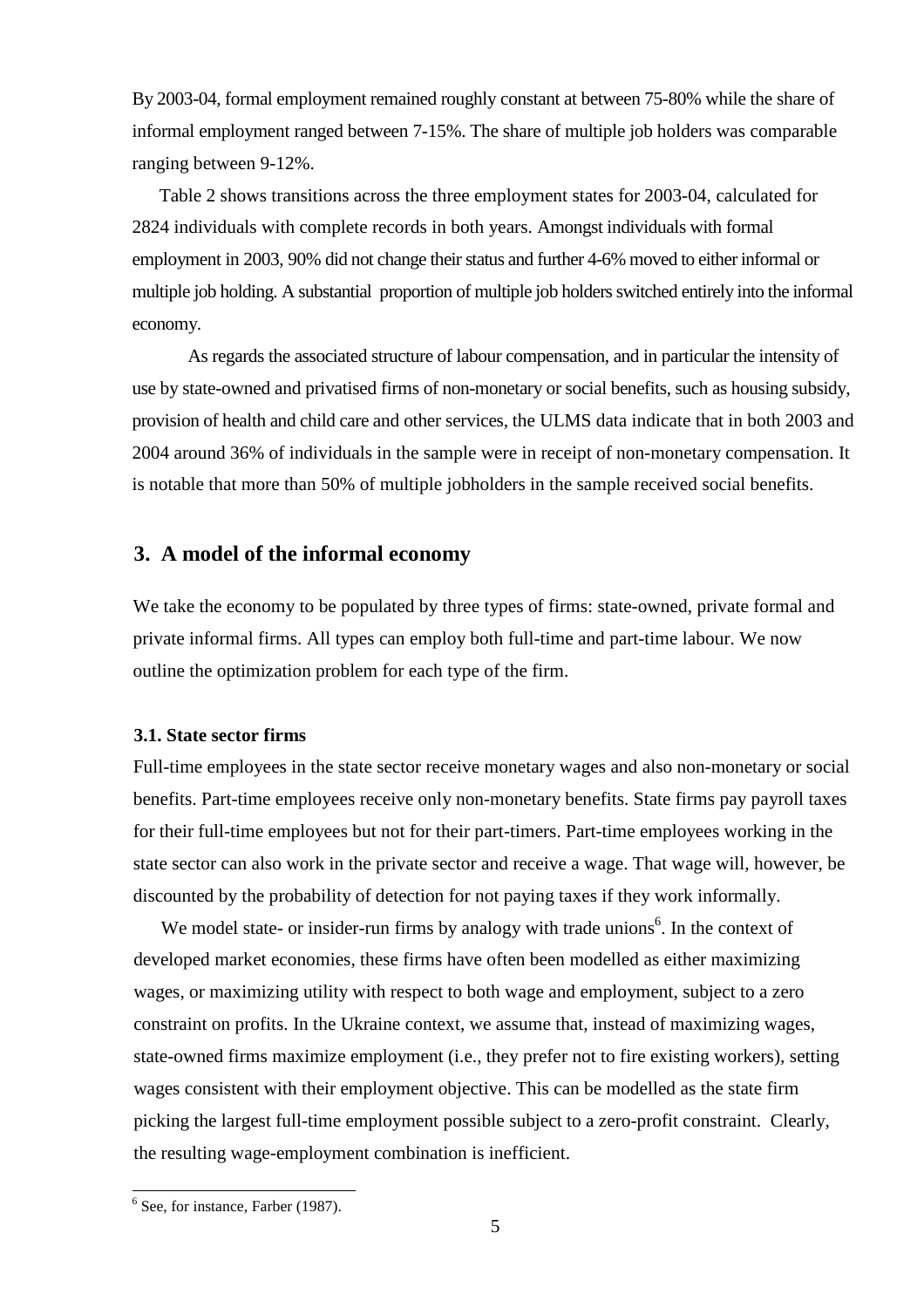By 2003-04, formal employment remained roughly constant at between 75-80% while the share of informal employment ranged between 7-15%. The share of multiple job holders was comparable ranging between 9-12%.

Table 2 shows transitions across the three employment states for 2003-04, calculated for 2824 individuals with complete records in both years. Amongst individuals with formal employment in 2003, 90% did not change their status and further 4-6% moved to either informal or multiple job holding. A substantial proportion of multiple job holders switched entirely into the informal economy.

As regards the associated structure of labour compensation, and in particular the intensity of use by state-owned and privatised firms of non-monetary or social benefits, such as housing subsidy, provision of health and child care and other services, the ULMS data indicate that in both 2003 and 2004 around 36% of individuals in the sample were in receipt of non-monetary compensation. It is notable that more than 50% of multiple jobholders in the sample received social benefits.

## 3. A model of the informal economy

We take the economy to be populated by three types of firms: state-owned, private formal and private informal firms. All types can employ both full-time and part-time labour. We now outline the optimization problem for each type of the firm.

### 3.1. State sector firms

Full-time employees in the state sector receive monetary wages and also non-monetary or social benefits. Part-time employees receive only non-monetary benefits. State firms pay payroll taxes for their full-time employees but not for their part-timers. Part-time employees working in the state sector can also work in the private sector and receive a wage. That wage will, however, be discounted by the probability of detection for not paying taxes if they work informally.

We model state- or insider-run firms by analogy with trade unions[6]. In the context of developed market economies, these firms have often been modelled as either maximizing wages, or maximizing utility with respect to both wage and employment, subject to a zero constraint on profits. In the Ukraine context, we assume that, instead of maximizing wages, state-owned firms maximize employment (i.e., they prefer not to fire existing workers), setting wages consistent with their employment objective. This can be modelled as the state firm picking the largest full-time employment possible subject to a zero-profit constraint. Clearly, the resulting wage-employment combination is inefficient.

[6] See, for instance, Farber (1987).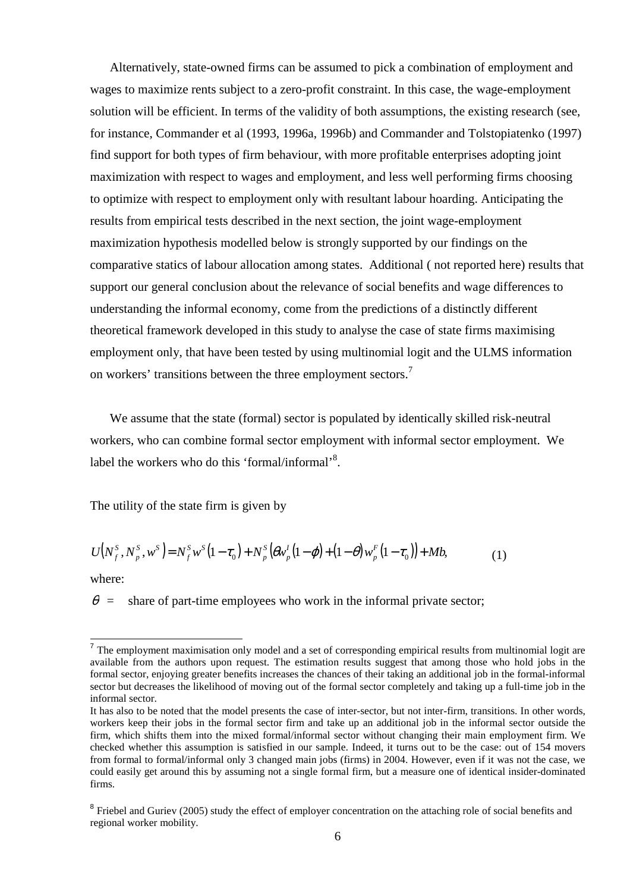Alternatively, state-owned firms can be assumed to pick a combination of employment and wages to maximize rents subject to a zero-profit constraint. In this case, the wage-employment solution will be efficient. In terms of the validity of both assumptions, the existing research (see, for instance, Commander et al (1993, 1996a, 1996b) and Commander and Tolstopiatenko (1997) find support for both types of firm behaviour, with more profitable enterprises adopting joint maximization with respect to wages and employment, and less well performing firms choosing to optimize with respect to employment only with resultant labour hoarding. Anticipating the results from empirical tests described in the next section, the joint wage-employment maximization hypothesis modelled below is strongly supported by our findings on the comparative statics of labour allocation among states. Additional ( not reported here) results that support our general conclusion about the relevance of social benefits and wage differences to understanding the informal economy, come from the predictions of a distinctly different theoretical framework developed in this study to analyse the case of state firms maximising employment only, that have been tested by using multinomial logit and the ULMS information on workers' transitions between the three employment sectors.[7]

We assume that the state (formal) sector is populated by identically skilled risk-neutral workers, who can combine formal sector employment with informal sector employment. We label the workers who do this 'formal/informal'[8].

The utility of the state firm is given by

$$U\left(N_f^S, N_p^S, w^S\right) = N_f^S w^S \left(1-\tau_0\right) + N_p^S \left(\theta w_p^I \left(1-\varphi\right) + \left(1-\theta\right) w_p^F \left(1-\tau_0\right)\right) + Mb, \qquad (1)$$

where:

$\theta$ = share of part-time employees who work in the informal private sector;

---

[7] The employment maximisation only model and a set of corresponding empirical results from multinomial logit are available from the authors upon request. The estimation results suggest that among those who hold jobs in the formal sector, enjoying greater benefits increases the chances of their taking an additional job in the formal-informal sector but decreases the likelihood of moving out of the formal sector completely and taking up a full-time job in the informal sector.

It has also to be noted that the model presents the case of inter-sector, but not inter-firm, transitions. In other words, workers keep their jobs in the formal sector firm and take up an additional job in the informal sector outside the firm, which shifts them into the mixed formal/informal sector without changing their main employment firm. We checked whether this assumption is satisfied in our sample. Indeed, it turns out to be the case: out of 154 movers from formal to formal/informal only 3 changed main jobs (firms) in 2004. However, even if it was not the case, we could easily get around this by assuming not a single formal firm, but a measure one of identical insider-dominated firms.

[8] Friebel and Guriev (2005) study the effect of employer concentration on the attaching role of social benefits and regional worker mobility.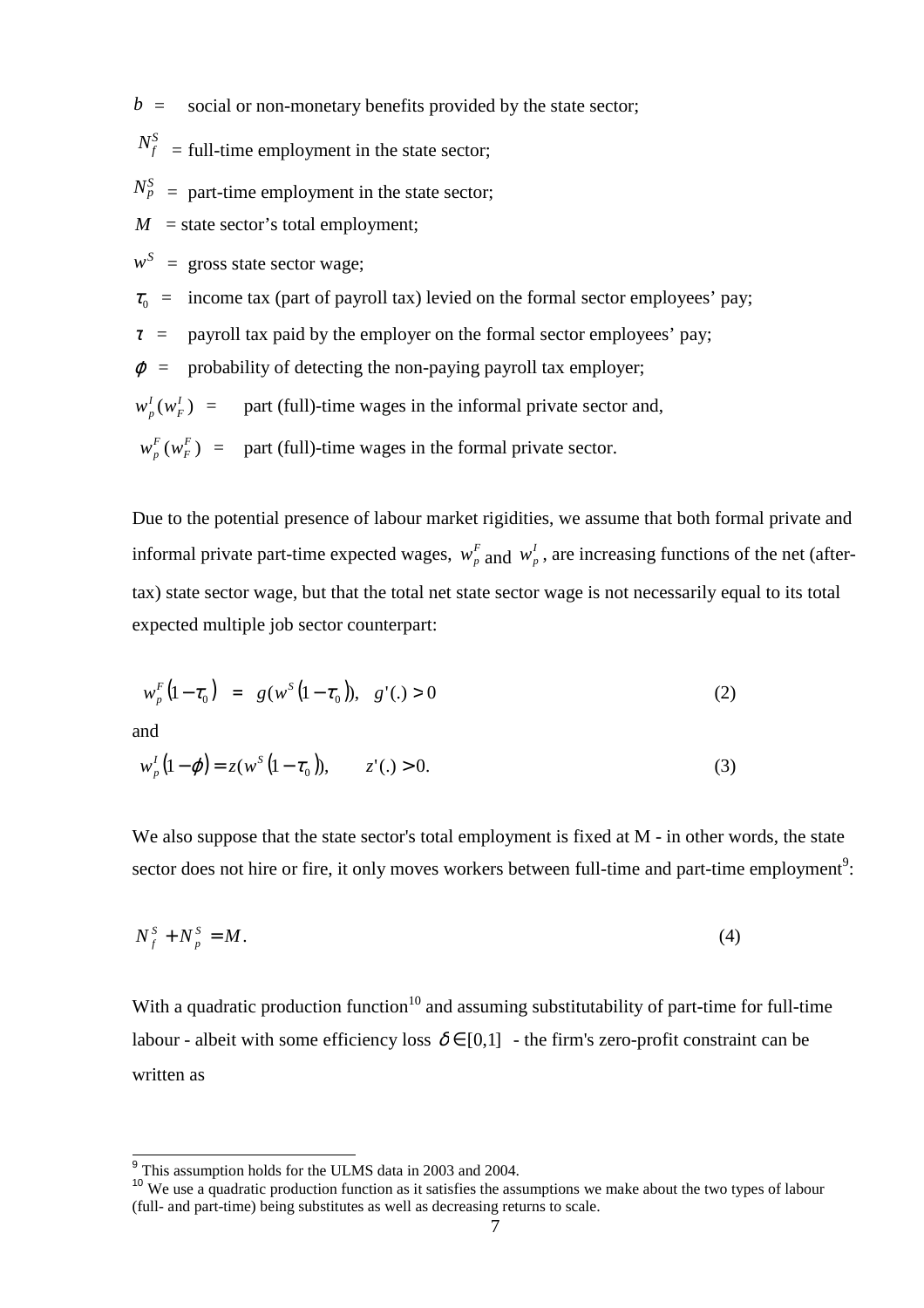$b$ = social or non-monetary benefits provided by the state sector;

$N_f^S$ = full-time employment in the state sector;

$N_p^S$ = part-time employment in the state sector;

$M$ = state sector's total employment;

$w^S$ = gross state sector wage;

$\tau_0$ = income tax (part of payroll tax) levied on the formal sector employees' pay;

$\tau$ = payroll tax paid by the employer on the formal sector employees' pay;

$\varphi$ = probability of detecting the non-paying payroll tax employer;

$w_p^I (w_F^I)$ = part (full)-time wages in the informal private sector and,

$w_p^F (w_F^F)$ = part (full)-time wages in the formal private sector.

Due to the potential presence of labour market rigidities, we assume that both formal private and informal private part-time expected wages, $w_p^F$ and $w_p^I$, are increasing functions of the net (after-tax) state sector wage, but that the total net state sector wage is not necessarily equal to its total expected multiple job sector counterpart:

$$w_p^F (1-\tau_0) = g(w^S (1-\tau_0)), \quad g'(.) > 0 \tag{2}$$

and

$$w_p^I (1-\varphi) = z(w^S (1-\tau_0)), \qquad z'(.) > 0. \tag{3}$$

We also suppose that the state sector's total employment is fixed at M - in other words, the state sector does not hire or fire, it only moves workers between full-time and part-time employment[9]:

$$N_f^S + N_p^S = M. \tag{4}$$

With a quadratic production function[10] and assuming substitutability of part-time for full-time labour - albeit with some efficiency loss $\delta \in [0,1]$ - the firm's zero-profit constraint can be written as

[9] This assumption holds for the ULMS data in 2003 and 2004.

[10] We use a quadratic production function as it satisfies the assumptions we make about the two types of labour (full- and part-time) being substitutes as well as decreasing returns to scale.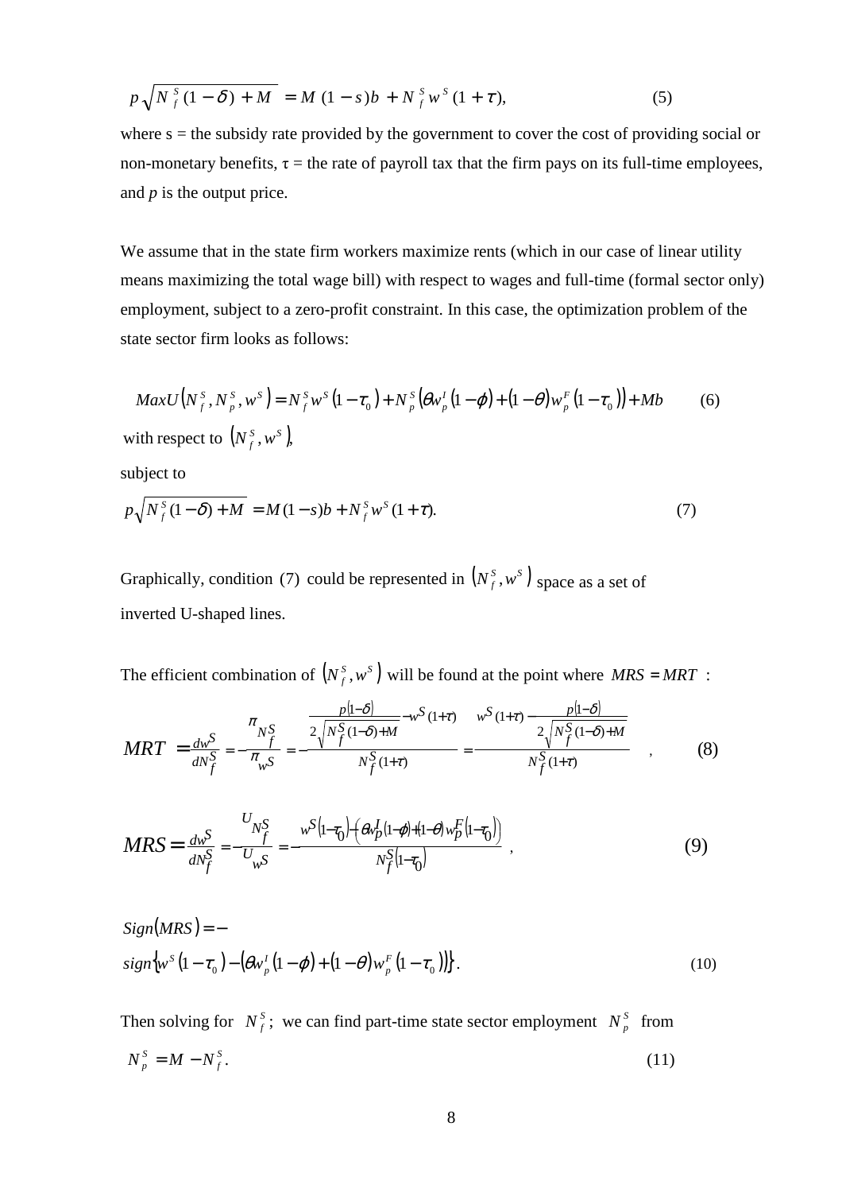$$p\sqrt{N_f^S(1-\delta)+M} = M(1-s)b + N_f^S w^S(1+\tau), \tag{5}$$

where s = the subsidy rate provided by the government to cover the cost of providing social or non-monetary benefits, $\tau$ = the rate of payroll tax that the firm pays on its full-time employees, and $p$ is the output price.

We assume that in the state firm workers maximize rents (which in our case of linear utility means maximizing the total wage bill) with respect to wages and full-time (formal sector only) employment, subject to a zero-profit constraint. In this case, the optimization problem of the state sector firm looks as follows:

$$MaxU\left(N_f^S, N_p^S, w^S\right) = N_f^S w^S\left(1-\tau_0\right) + N_p^S\left(\theta w_p^I\left(1-\varphi\right) + \left(1-\theta\right)w_p^F\left(1-\tau_0\right)\right) + Mb \tag{6}$$

with respect to $\left(N_f^S, w^S\right)$,

subject to

$$p\sqrt{N_f^S(1-\delta)+M} = M(1-s)b + N_f^S w^S(1+\tau). \tag{7}$$

Graphically, condition (7) could be represented in $\left(N_f^S, w^S\right)$ space as a set of inverted U-shaped lines.

The efficient combination of $\left(N_f^S, w^S\right)$ will be found at the point where $MRS = MRT$ :

$$MRT = \frac{dw^S}{dN_f^S} = -\frac{\pi_{N_f^S}}{\pi_{w^S}} = -\frac{\frac{p(1-\delta)}{2\sqrt{N_f^S(1-\delta)+M}} - w^S(1+\tau)}{N_f^S(1+\tau)} = \frac{w^S(1+\tau) - \frac{p(1-\delta)}{2\sqrt{N_f^S(1-\delta)+M}}}{N_f^S(1+\tau)} \quad , \tag{8}$$

$$MRS = \frac{dw^S}{dN_f^S} = -\frac{U_{N_f^S}}{U_{w^S}} = -\frac{w^S\left(1-\tau_0\right) - \left(\theta w_p^I(1-\varphi) + (1-\theta)w_p^F\left(1-\tau_0\right)\right)}{N_f^S\left(1-\tau_0\right)} \quad , \tag{9}$$

$$Sign(MRS) = - sign\left\{w^S\left(1-\tau_0\right) - \left(\theta w_p^I\left(1-\varphi\right) + \left(1-\theta\right)w_p^F\left(1-\tau_0\right)\right)\right\}. \tag{10}$$

Then solving for $N_f^S$; we can find part-time state sector employment $N_p^S$ from

$$N_p^S = M - N_f^S. \tag{11}$$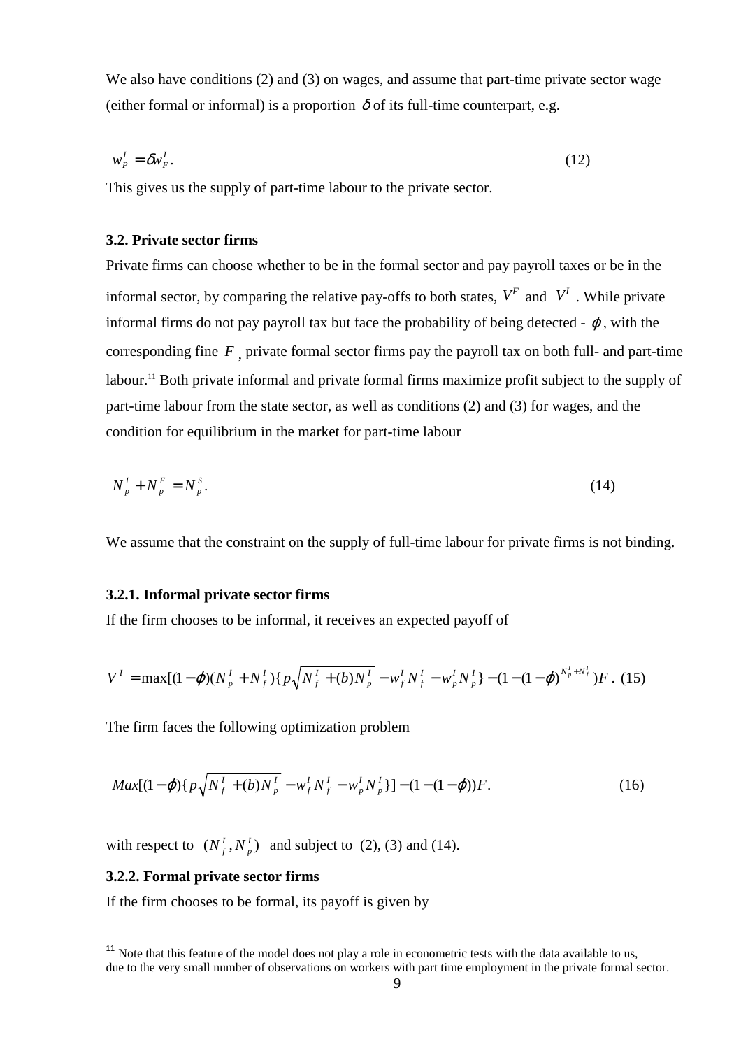We also have conditions (2) and (3) on wages, and assume that part-time private sector wage (either formal or informal) is a proportion $\delta$ of its full-time counterpart, e.g.

$$w_P^I = \delta w_F^I . \tag{12}$$

This gives us the supply of part-time labour to the private sector.

### 3.2. Private sector firms

Private firms can choose whether to be in the formal sector and pay payroll taxes or be in the informal sector, by comparing the relative pay-offs to both states, $V^F$ and $V^I$ . While private informal firms do not pay payroll tax but face the probability of being detected - $\varphi$, with the corresponding fine $F$ , private formal sector firms pay the payroll tax on both full- and part-time labour.[11] Both private informal and private formal firms maximize profit subject to the supply of part-time labour from the state sector, as well as conditions (2) and (3) for wages, and the condition for equilibrium in the market for part-time labour

$$N_p^I + N_p^F = N_p^S . \tag{14}$$

We assume that the constraint on the supply of full-time labour for private firms is not binding.

#### 3.2.1. Informal private sector firms

If the firm chooses to be informal, it receives an expected payoff of

$$V^I = \max[(1-\varphi)(N_p^I + N_f^I)\{p\sqrt{N_f^I + (b)N_p^I} - w_f^I N_f^I - w_p^I N_p^I\} - (1-(1-\varphi)^{N_p^I + N_f^I})F . \tag{15}$$

The firm faces the following optimization problem

$$Max[(1-\varphi)\{p\sqrt{N_f^I + (b)N_p^I} - w_f^I N_f^I - w_p^I N_p^I\}] - (1-(1-\varphi))F. \tag{16}$$

with respect to $(N_f^I, N_p^I)$ and subject to (2), (3) and (14).

#### 3.2.2. Formal private sector firms

If the firm chooses to be formal, its payoff is given by

[11] Note that this feature of the model does not play a role in econometric tests with the data available to us, due to the very small number of observations on workers with part time employment in the private formal sector.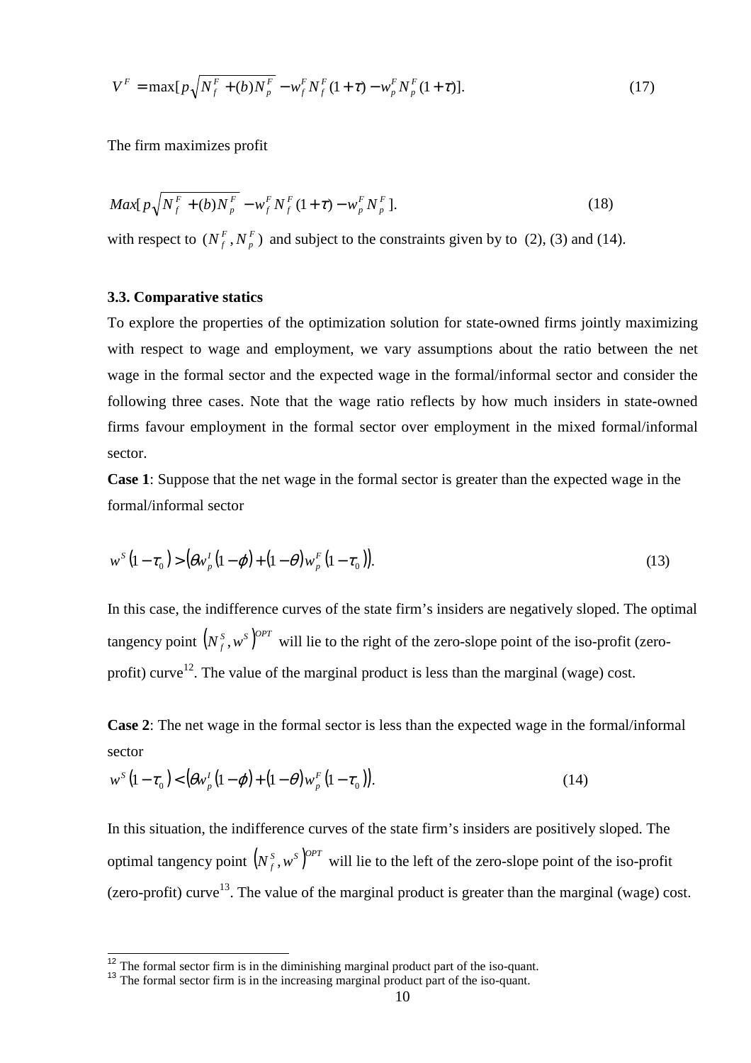$$V^F = \max[p\sqrt{N_f^F + (b)N_p^F} - w_f^F N_f^F(1+\tau) - w_p^F N_p^F(1+\tau)]. \tag{17}$$

The firm maximizes profit

$$Max[p\sqrt{N_f^F + (b)N_p^F} - w_f^F N_f^F(1+\tau) - w_p^F N_p^F]. \tag{18}$$

with respect to $(N_f^F, N_p^F)$ and subject to the constraints given by to (2), (3) and (14).

### 3.3. Comparative statics

To explore the properties of the optimization solution for state-owned firms jointly maximizing with respect to wage and employment, we vary assumptions about the ratio between the net wage in the formal sector and the expected wage in the formal/informal sector and consider the following three cases. Note that the wage ratio reflects by how much insiders in state-owned firms favour employment in the formal sector over employment in the mixed formal/informal sector.

**Case 1**: Suppose that the net wage in the formal sector is greater than the expected wage in the formal/informal sector

$$w^S(1-\tau_0) > \left(\theta w_p^I(1-\varphi) + (1-\theta)w_p^F(1-\tau_0)\right). \tag{13}$$

In this case, the indifference curves of the state firm's insiders are negatively sloped. The optimal tangency point $\left(N_f^S, w^S\right)^{OPT}$ will lie to the right of the zero-slope point of the iso-profit (zero-profit) curve[12]. The value of the marginal product is less than the marginal (wage) cost.

**Case 2**: The net wage in the formal sector is less than the expected wage in the formal/informal sector

$$w^S(1-\tau_0) < \left(\theta w_p^I(1-\varphi) + (1-\theta)w_p^F(1-\tau_0)\right). \tag{14}$$

In this situation, the indifference curves of the state firm's insiders are positively sloped. The optimal tangency point $\left(N_f^S, w^S\right)^{OPT}$ will lie to the left of the zero-slope point of the iso-profit (zero-profit) curve[13]. The value of the marginal product is greater than the marginal (wage) cost.

---

[12] The formal sector firm is in the diminishing marginal product part of the iso-quant.

[13] The formal sector firm is in the increasing marginal product part of the iso-quant.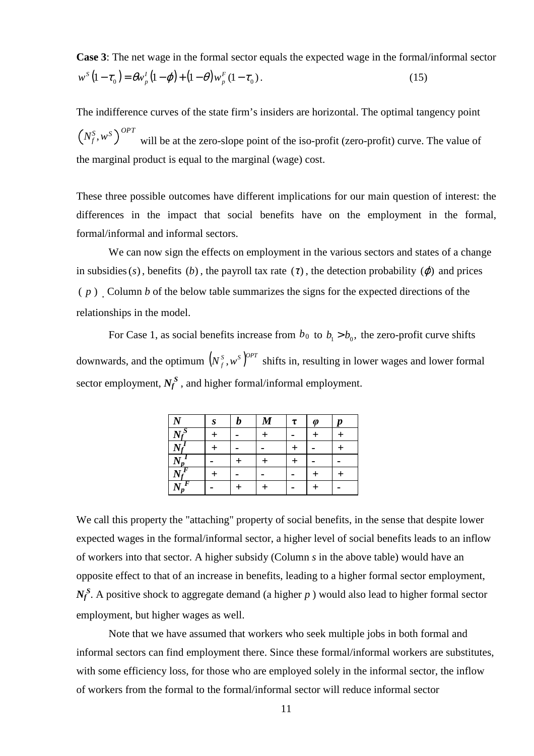**Case 3**: The net wage in the formal sector equals the expected wage in the formal/informal sector

$$w^S(1-\tau_0) = \theta w_p^I(1-\varphi) + (1-\theta) w_p^F(1-\tau_0). \qquad (15)$$

The indifference curves of the state firm's insiders are horizontal. The optimal tangency point $\left(N_f^S, w^S\right)^{OPT}$ will be at the zero-slope point of the iso-profit (zero-profit) curve. The value of the marginal product is equal to the marginal (wage) cost.

These three possible outcomes have different implications for our main question of interest: the differences in the impact that social benefits have on the employment in the formal, formal/informal and informal sectors.

We can now sign the effects on employment in the various sectors and states of a change in subsidies $(s)$, benefits $(b)$, the payroll tax rate $(\tau)$, the detection probability $(\varphi)$ and prices $(p)$. Column *b* of the below table summarizes the signs for the expected directions of the relationships in the model.

For Case 1, as social benefits increase from $b_0$ to $b_1 > b_0$, the zero-profit curve shifts downwards, and the optimum $\left(N_f^S, w^S\right)^{OPT}$ shifts in, resulting in lower wages and lower formal sector employment, $N_f^S$, and higher formal/informal employment.

| *N* | *s* | *b* | *M* | τ | *φ* | *p* |
|---|---|---|---|---|---|---|
| $N_f^S$ | + | - | + | - | + | + |
| $N_f^I$ | + | - | - | + | - | + |
| $N_p^I$ | - | + | + | + | - | - |
| $N_f^F$ | + | - | - | - | + | + |
| $N_p^F$ | - | + | + | - | + | - |

We call this property the "attaching" property of social benefits, in the sense that despite lower expected wages in the formal/informal sector, a higher level of social benefits leads to an inflow of workers into that sector. A higher subsidy (Column *s* in the above table) would have an opposite effect to that of an increase in benefits, leading to a higher formal sector employment, $N_f^S$. A positive shock to aggregate demand (a higher *p*) would also lead to higher formal sector employment, but higher wages as well.

Note that we have assumed that workers who seek multiple jobs in both formal and informal sectors can find employment there. Since these formal/informal workers are substitutes, with some efficiency loss, for those who are employed solely in the informal sector, the inflow of workers from the formal to the formal/informal sector will reduce informal sector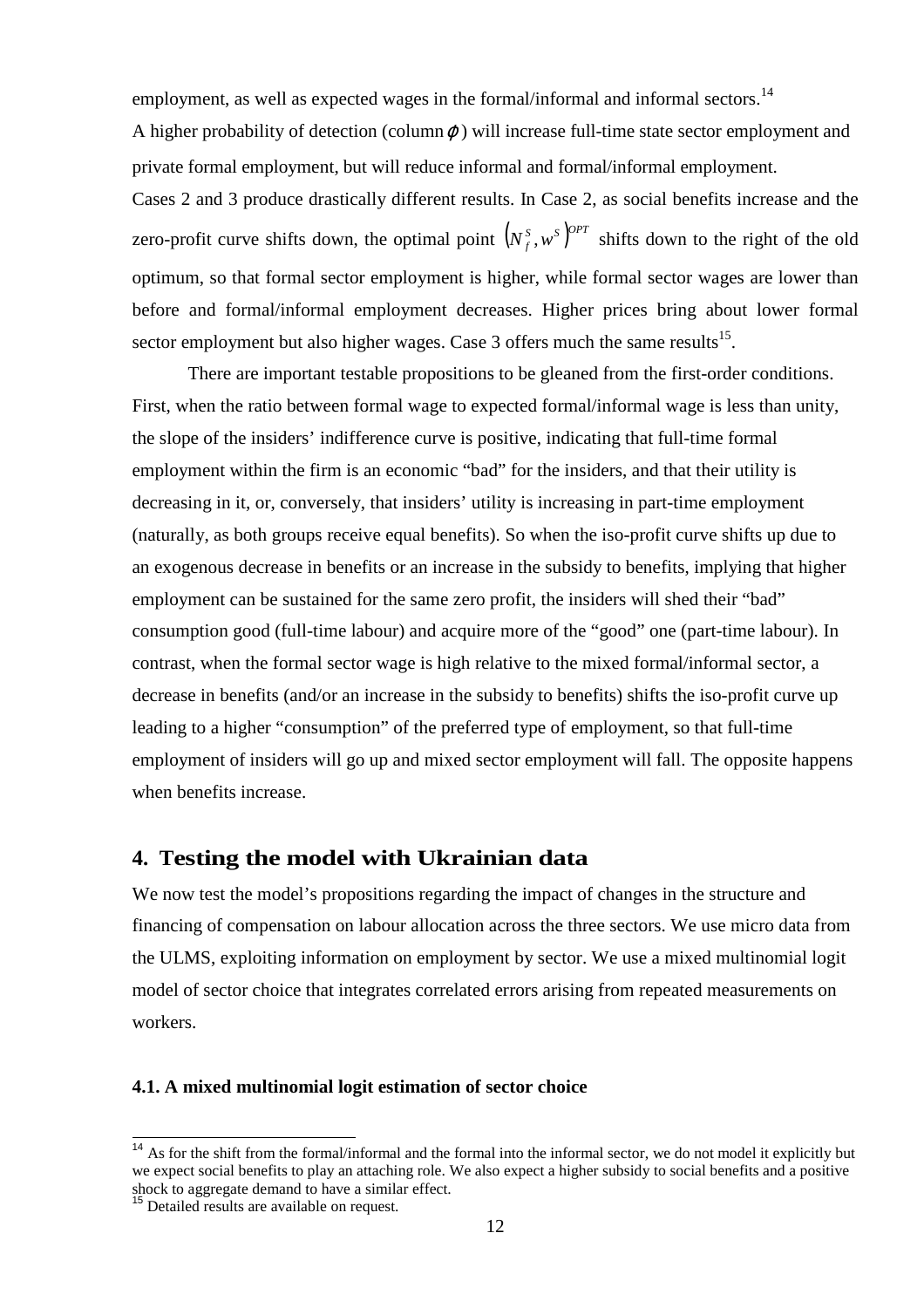employment, as well as expected wages in the formal/informal and informal sectors.[14]

A higher probability of detection (column $\varphi$) will increase full-time state sector employment and private formal employment, but will reduce informal and formal/informal employment.

Cases 2 and 3 produce drastically different results. In Case 2, as social benefits increase and the zero-profit curve shifts down, the optimal point $\left(N_f^S, w^S\right)^{OPT}$ shifts down to the right of the old optimum, so that formal sector employment is higher, while formal sector wages are lower than before and formal/informal employment decreases. Higher prices bring about lower formal sector employment but also higher wages. Case 3 offers much the same results[15].

There are important testable propositions to be gleaned from the first-order conditions. First, when the ratio between formal wage to expected formal/informal wage is less than unity, the slope of the insiders' indifference curve is positive, indicating that full-time formal employment within the firm is an economic "bad" for the insiders, and that their utility is decreasing in it, or, conversely, that insiders' utility is increasing in part-time employment (naturally, as both groups receive equal benefits). So when the iso-profit curve shifts up due to an exogenous decrease in benefits or an increase in the subsidy to benefits, implying that higher employment can be sustained for the same zero profit, the insiders will shed their "bad" consumption good (full-time labour) and acquire more of the "good" one (part-time labour). In contrast, when the formal sector wage is high relative to the mixed formal/informal sector, a decrease in benefits (and/or an increase in the subsidy to benefits) shifts the iso-profit curve up leading to a higher "consumption" of the preferred type of employment, so that full-time employment of insiders will go up and mixed sector employment will fall. The opposite happens when benefits increase.

## 4. Testing the model with Ukrainian data

We now test the model's propositions regarding the impact of changes in the structure and financing of compensation on labour allocation across the three sectors. We use micro data from the ULMS, exploiting information on employment by sector. We use a mixed multinomial logit model of sector choice that integrates correlated errors arising from repeated measurements on workers.

### 4.1. A mixed multinomial logit estimation of sector choice

---

[14] As for the shift from the formal/informal and the formal into the informal sector, we do not model it explicitly but we expect social benefits to play an attaching role. We also expect a higher subsidy to social benefits and a positive shock to aggregate demand to have a similar effect.

[15] Detailed results are available on request.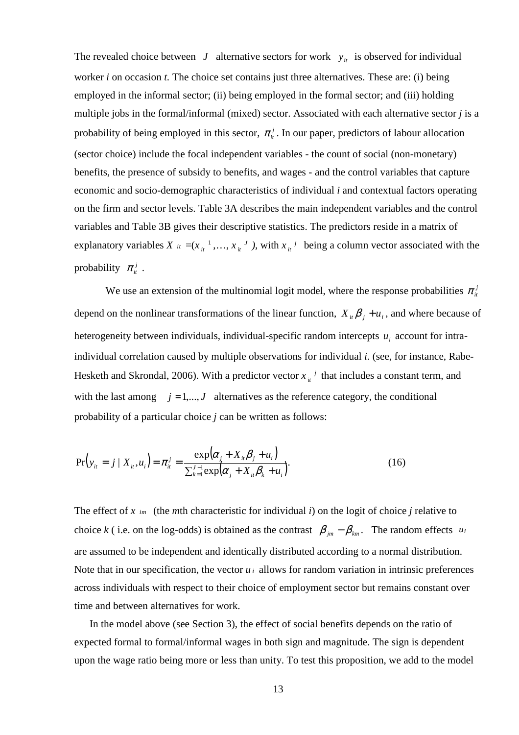The revealed choice between $J$ alternative sectors for work $y_{it}$ is observed for individual worker *i* on occasion *t.* The choice set contains just three alternatives. These are: (i) being employed in the informal sector; (ii) being employed in the formal sector; and (iii) holding multiple jobs in the formal/informal (mixed) sector. Associated with each alternative sector *j* is a probability of being employed in this sector, $\pi_{it}^{j}$. In our paper, predictors of labour allocation (sector choice) include the focal independent variables - the count of social (non-monetary) benefits, the presence of subsidy to benefits, and wages - and the control variables that capture economic and socio-demographic characteristics of individual *i* and contextual factors operating on the firm and sector levels. Table 3A describes the main independent variables and the control variables and Table 3B gives their descriptive statistics. The predictors reside in a matrix of explanatory variables $X_{it} = (x_{it}^{1}, \ldots, x_{it}^{J})$, with $x_{it}^{j}$ being a column vector associated with the probability $\pi_{it}^{j}$.

We use an extension of the multinomial logit model, where the response probabilities $\pi_{it}^{j}$ depend on the nonlinear transformations of the linear function, $X_{it}\beta_{j} + u_{i}$, and where because of heterogeneity between individuals, individual-specific random intercepts $u_{i}$ account for intra-individual correlation caused by multiple observations for individual *i*. (see, for instance, Rabe-Hesketh and Skrondal, 2006). With a predictor vector $x_{it}^{j}$ that includes a constant term, and with the last among $j = 1, \ldots, J$ alternatives as the reference category, the conditional probability of a particular choice *j* can be written as follows:

$$\Pr\left(y_{it} = j \mid X_{it}, u_{i}\right) = \pi_{it}^{j} = \frac{\exp\left(\alpha_{j} + X_{it}\beta_{j} + u_{i}\right)}{\sum_{k=1}^{J-1}\exp\left(\alpha_{j} + X_{it}\beta_{k} + u_{i}\right)}. \tag{16}$$

The effect of $x_{im}$ (the *m*th characteristic for individual *i*) on the logit of choice *j* relative to choice *k* ( i.e. on the log-odds) is obtained as the contrast $\beta_{jm} - \beta_{km}$. The random effects $u_{i}$ are assumed to be independent and identically distributed according to a normal distribution. Note that in our specification, the vector $u_{i}$ allows for random variation in intrinsic preferences across individuals with respect to their choice of employment sector but remains constant over time and between alternatives for work.

In the model above (see Section 3), the effect of social benefits depends on the ratio of expected formal to formal/informal wages in both sign and magnitude. The sign is dependent upon the wage ratio being more or less than unity. To test this proposition, we add to the model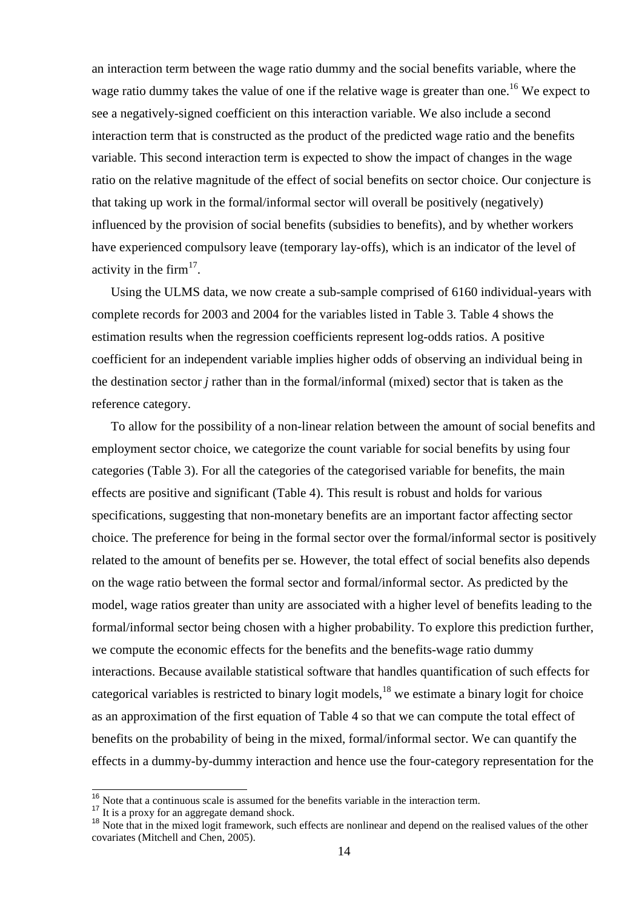an interaction term between the wage ratio dummy and the social benefits variable, where the wage ratio dummy takes the value of one if the relative wage is greater than one.[16] We expect to see a negatively-signed coefficient on this interaction variable. We also include a second interaction term that is constructed as the product of the predicted wage ratio and the benefits variable. This second interaction term is expected to show the impact of changes in the wage ratio on the relative magnitude of the effect of social benefits on sector choice. Our conjecture is that taking up work in the formal/informal sector will overall be positively (negatively) influenced by the provision of social benefits (subsidies to benefits), and by whether workers have experienced compulsory leave (temporary lay-offs), which is an indicator of the level of activity in the firm[17].

Using the ULMS data, we now create a sub-sample comprised of 6160 individual-years with complete records for 2003 and 2004 for the variables listed in Table 3. Table 4 shows the estimation results when the regression coefficients represent log-odds ratios. A positive coefficient for an independent variable implies higher odds of observing an individual being in the destination sector *j* rather than in the formal/informal (mixed) sector that is taken as the reference category.

To allow for the possibility of a non-linear relation between the amount of social benefits and employment sector choice, we categorize the count variable for social benefits by using four categories (Table 3). For all the categories of the categorised variable for benefits, the main effects are positive and significant (Table 4). This result is robust and holds for various specifications, suggesting that non-monetary benefits are an important factor affecting sector choice. The preference for being in the formal sector over the formal/informal sector is positively related to the amount of benefits per se. However, the total effect of social benefits also depends on the wage ratio between the formal sector and formal/informal sector. As predicted by the model, wage ratios greater than unity are associated with a higher level of benefits leading to the formal/informal sector being chosen with a higher probability. To explore this prediction further, we compute the economic effects for the benefits and the benefits-wage ratio dummy interactions. Because available statistical software that handles quantification of such effects for categorical variables is restricted to binary logit models,[18] we estimate a binary logit for choice as an approximation of the first equation of Table 4 so that we can compute the total effect of benefits on the probability of being in the mixed, formal/informal sector. We can quantify the effects in a dummy-by-dummy interaction and hence use the four-category representation for the

[16] Note that a continuous scale is assumed for the benefits variable in the interaction term.

[17] It is a proxy for an aggregate demand shock.

[18] Note that in the mixed logit framework, such effects are nonlinear and depend on the realised values of the other covariates (Mitchell and Chen, 2005).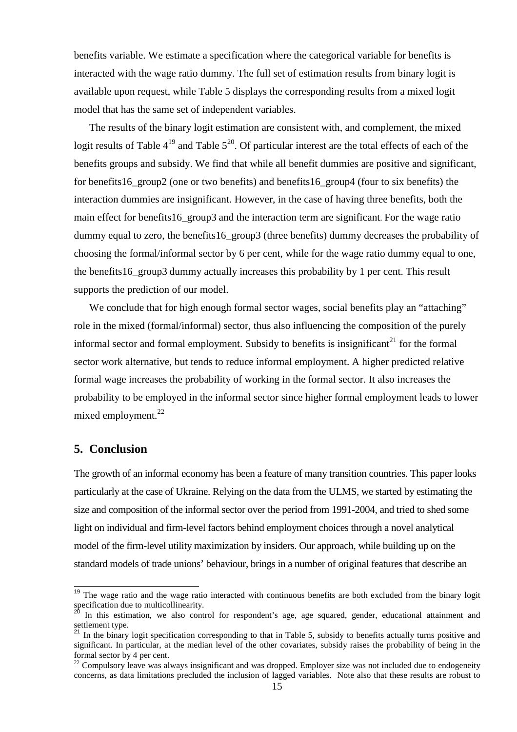benefits variable. We estimate a specification where the categorical variable for benefits is interacted with the wage ratio dummy. The full set of estimation results from binary logit is available upon request, while Table 5 displays the corresponding results from a mixed logit model that has the same set of independent variables.

The results of the binary logit estimation are consistent with, and complement, the mixed logit results of Table 4[19] and Table 5[20]. Of particular interest are the total effects of each of the benefits groups and subsidy. We find that while all benefit dummies are positive and significant, for benefits16_group2 (one or two benefits) and benefits16_group4 (four to six benefits) the interaction dummies are insignificant. However, in the case of having three benefits, both the main effect for benefits16_group3 and the interaction term are significant. For the wage ratio dummy equal to zero, the benefits16_group3 (three benefits) dummy decreases the probability of choosing the formal/informal sector by 6 per cent, while for the wage ratio dummy equal to one, the benefits16_group3 dummy actually increases this probability by 1 per cent. This result supports the prediction of our model.

We conclude that for high enough formal sector wages, social benefits play an "attaching" role in the mixed (formal/informal) sector, thus also influencing the composition of the purely informal sector and formal employment. Subsidy to benefits is insignificant[21] for the formal sector work alternative, but tends to reduce informal employment. A higher predicted relative formal wage increases the probability of working in the formal sector. It also increases the probability to be employed in the informal sector since higher formal employment leads to lower mixed employment.[22]

## 5. Conclusion

The growth of an informal economy has been a feature of many transition countries. This paper looks particularly at the case of Ukraine. Relying on the data from the ULMS, we started by estimating the size and composition of the informal sector over the period from 1991-2004, and tried to shed some light on individual and firm-level factors behind employment choices through a novel analytical model of the firm-level utility maximization by insiders. Our approach, while building up on the standard models of trade unions' behaviour, brings in a number of original features that describe an

---

[19] The wage ratio and the wage ratio interacted with continuous benefits are both excluded from the binary logit specification due to multicollinearity.

[20] In this estimation, we also control for respondent's age, age squared, gender, educational attainment and settlement type.

[21] In the binary logit specification corresponding to that in Table 5, subsidy to benefits actually turns positive and significant. In particular, at the median level of the other covariates, subsidy raises the probability of being in the formal sector by 4 per cent.

[22] Compulsory leave was always insignificant and was dropped. Employer size was not included due to endogeneity concerns, as data limitations precluded the inclusion of lagged variables. Note also that these results are robust to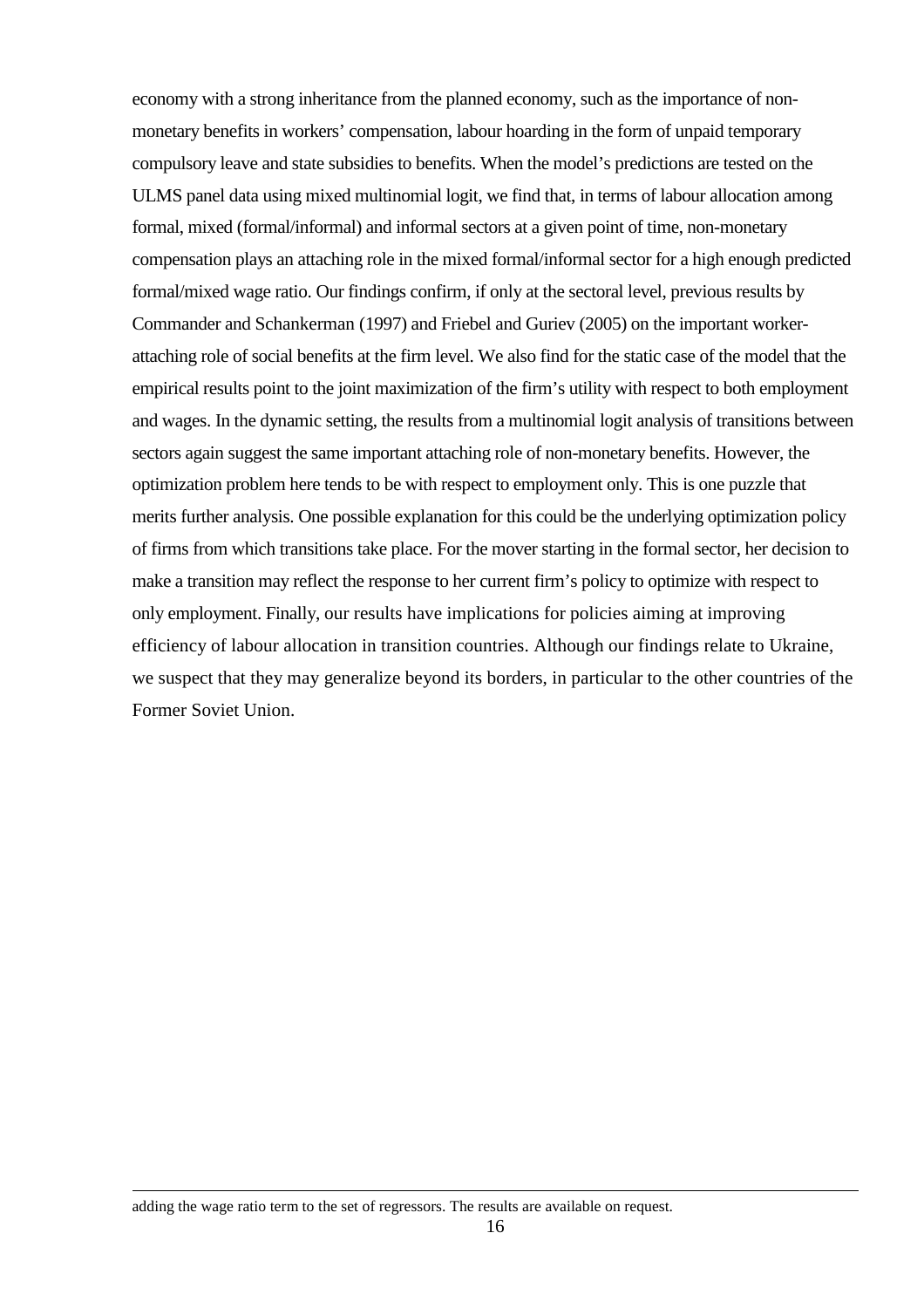economy with a strong inheritance from the planned economy, such as the importance of non-monetary benefits in workers' compensation, labour hoarding in the form of unpaid temporary compulsory leave and state subsidies to benefits. When the model's predictions are tested on the ULMS panel data using mixed multinomial logit, we find that, in terms of labour allocation among formal, mixed (formal/informal) and informal sectors at a given point of time, non-monetary compensation plays an attaching role in the mixed formal/informal sector for a high enough predicted formal/mixed wage ratio. Our findings confirm, if only at the sectoral level, previous results by Commander and Schankerman (1997) and Friebel and Guriev (2005) on the important worker-attaching role of social benefits at the firm level. We also find for the static case of the model that the empirical results point to the joint maximization of the firm's utility with respect to both employment and wages. In the dynamic setting, the results from a multinomial logit analysis of transitions between sectors again suggest the same important attaching role of non-monetary benefits. However, the optimization problem here tends to be with respect to employment only. This is one puzzle that merits further analysis. One possible explanation for this could be the underlying optimization policy of firms from which transitions take place. For the mover starting in the formal sector, her decision to make a transition may reflect the response to her current firm's policy to optimize with respect to only employment. Finally, our results have implications for policies aiming at improving efficiency of labour allocation in transition countries. Although our findings relate to Ukraine, we suspect that they may generalize beyond its borders, in particular to the other countries of the Former Soviet Union.

---

adding the wage ratio term to the set of regressors. The results are available on request.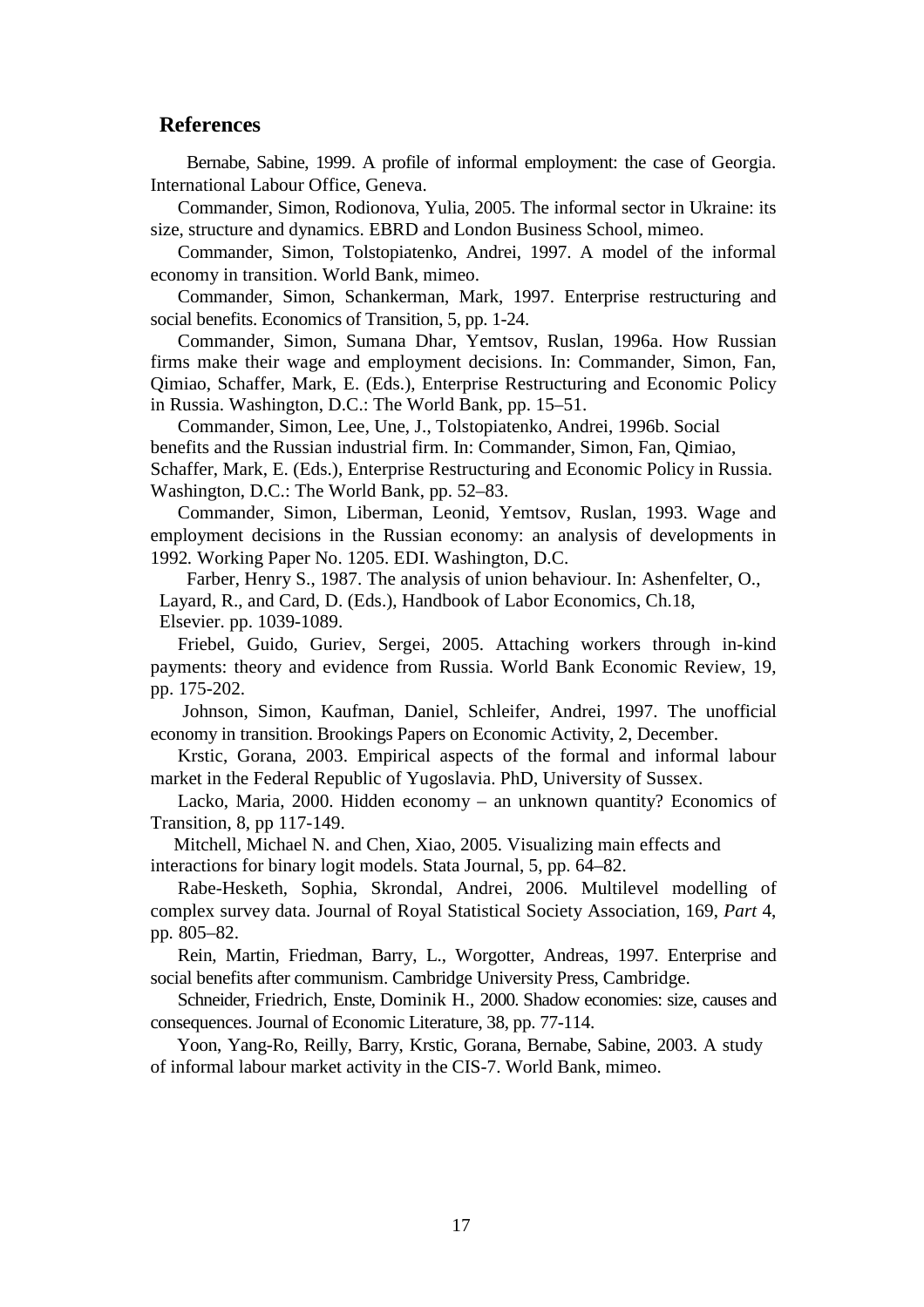## References

Bernabe, Sabine, 1999. A profile of informal employment: the case of Georgia. International Labour Office, Geneva.

Commander, Simon, Rodionova, Yulia, 2005. The informal sector in Ukraine: its size, structure and dynamics. EBRD and London Business School, mimeo.

Commander, Simon, Tolstopiatenko, Andrei, 1997. A model of the informal economy in transition. World Bank, mimeo.

Commander, Simon, Schankerman, Mark, 1997. Enterprise restructuring and social benefits. Economics of Transition, 5, pp. 1-24.

Commander, Simon, Sumana Dhar, Yemtsov, Ruslan, 1996a. How Russian firms make their wage and employment decisions. In: Commander, Simon, Fan, Qimiao, Schaffer, Mark, E. (Eds.), Enterprise Restructuring and Economic Policy in Russia. Washington, D.C.: The World Bank, pp. 15–51.

Commander, Simon, Lee, Une, J., Tolstopiatenko, Andrei, 1996b. Social benefits and the Russian industrial firm. In: Commander, Simon, Fan, Qimiao, Schaffer, Mark, E. (Eds.), Enterprise Restructuring and Economic Policy in Russia. Washington, D.C.: The World Bank, pp. 52–83.

Commander, Simon, Liberman, Leonid, Yemtsov, Ruslan, 1993. Wage and employment decisions in the Russian economy: an analysis of developments in 1992. Working Paper No. 1205. EDI. Washington, D.C.

Farber, Henry S., 1987. The analysis of union behaviour. In: Ashenfelter, O., Layard, R., and Card, D. (Eds.), Handbook of Labor Economics, Ch.18, Elsevier. pp. 1039-1089.

Friebel, Guido, Guriev, Sergei, 2005. Attaching workers through in-kind payments: theory and evidence from Russia. World Bank Economic Review, 19, pp. 175-202.

Johnson, Simon, Kaufman, Daniel, Schleifer, Andrei, 1997. The unofficial economy in transition. Brookings Papers on Economic Activity, 2, December.

Krstic, Gorana, 2003. Empirical aspects of the formal and informal labour market in the Federal Republic of Yugoslavia. PhD, University of Sussex.

Lacko, Maria, 2000. Hidden economy – an unknown quantity? Economics of Transition, 8, pp 117-149.

Mitchell, Michael N. and Chen, Xiao, 2005. Visualizing main effects and interactions for binary logit models. Stata Journal, 5, pp. 64–82.

Rabe-Hesketh, Sophia, Skrondal, Andrei, 2006. Multilevel modelling of complex survey data. Journal of Royal Statistical Society Association, 169, *Part* 4, pp. 805–82.

Rein, Martin, Friedman, Barry, L., Worgotter, Andreas, 1997. Enterprise and social benefits after communism. Cambridge University Press, Cambridge.

Schneider, Friedrich, Enste, Dominik H., 2000. Shadow economies: size, causes and consequences. Journal of Economic Literature, 38, pp. 77-114.

Yoon, Yang-Ro, Reilly, Barry, Krstic, Gorana, Bernabe, Sabine, 2003. A study of informal labour market activity in the CIS-7. World Bank, mimeo.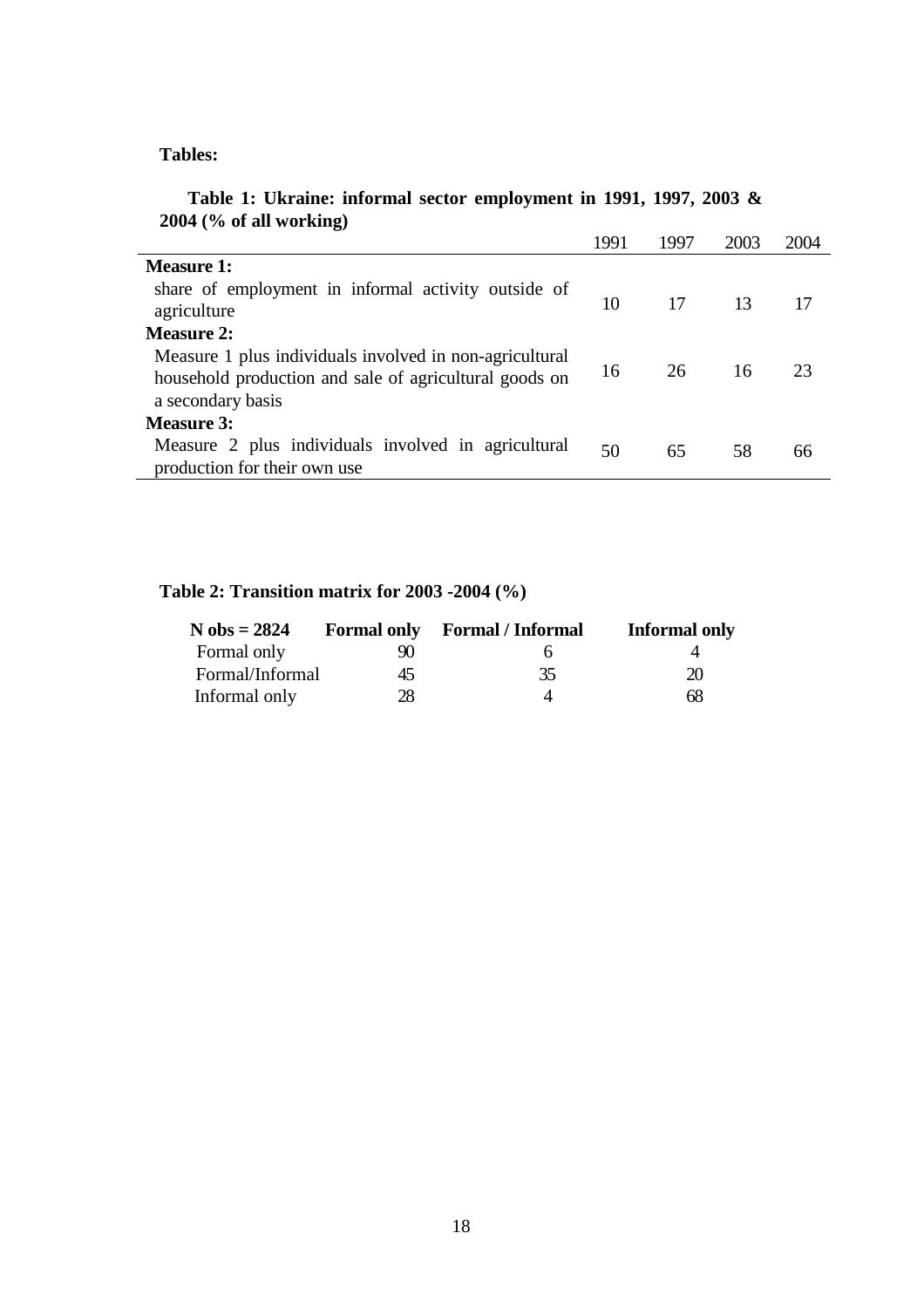**Tables:**

**Table 1: Ukraine: informal sector employment in 1991, 1997, 2003 & 2004 (% of all working)**

| | 1991 | 1997 | 2003 | 2004 |
|---|---|---|---|---|
| **Measure 1:** share of employment in informal activity outside of agriculture | 10 | 17 | 13 | 17 |
| **Measure 2:** Measure 1 plus individuals involved in non-agricultural household production and sale of agricultural goods on a secondary basis | 16 | 26 | 16 | 23 |
| **Measure 3:** Measure 2 plus individuals involved in agricultural production for their own use | 50 | 65 | 58 | 66 |

**Table 2: Transition matrix for 2003 -2004 (%)**

| **N obs = 2824** | **Formal only** | **Formal / Informal** | **Informal only** |
|---|---|---|---|
| Formal only | 90 | 6 | 4 |
| Formal/Informal | 45 | 35 | 20 |
| Informal only | 28 | 4 | 68 |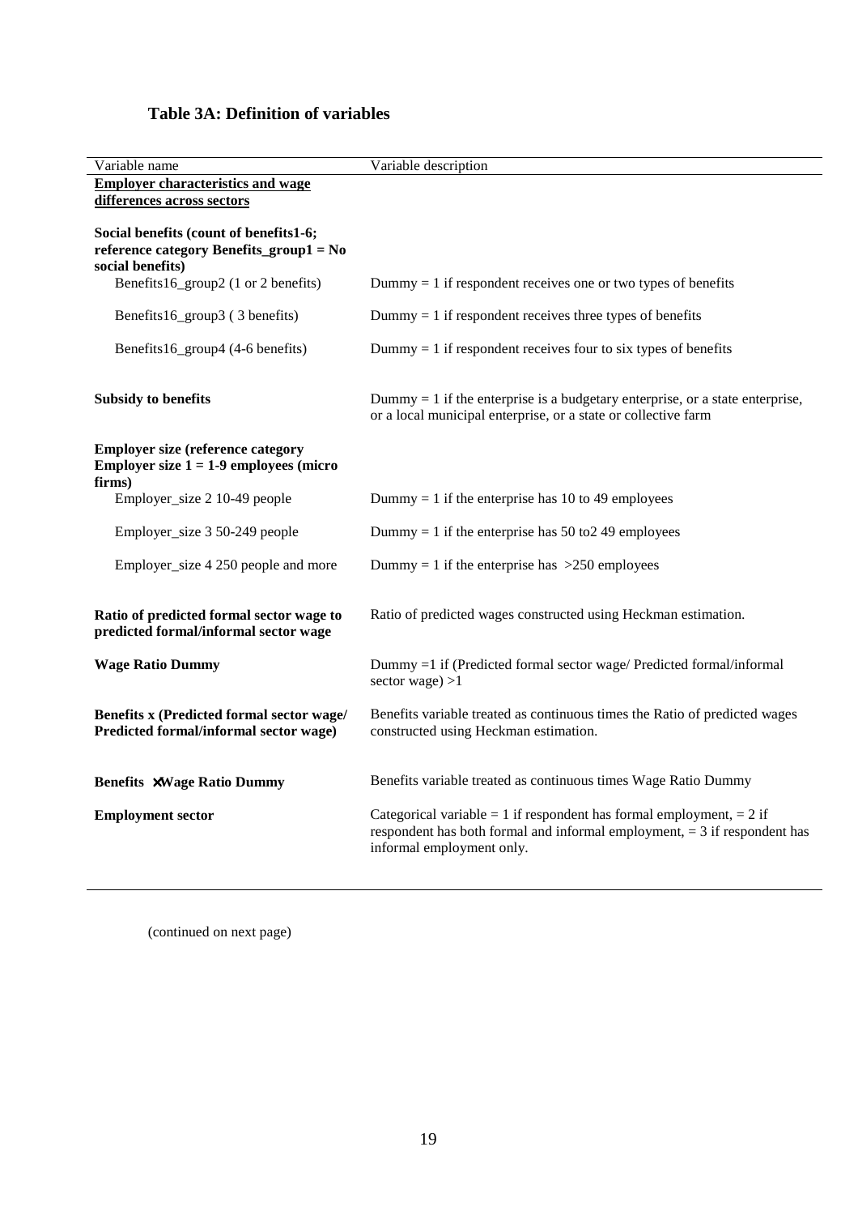## Table 3A: Definition of variables

| Variable name | Variable description |
|---|---|
| **Employer characteristics and wage differences across sectors** | |
| **Social benefits (count of benefits1-6; reference category Benefits_group1 = No social benefits)** | |
| Benefits16_group2 (1 or 2 benefits) | Dummy = 1 if respondent receives one or two types of benefits |
| Benefits16_group3 ( 3 benefits) | Dummy = 1 if respondent receives three types of benefits |
| Benefits16_group4 (4-6 benefits) | Dummy = 1 if respondent receives four to six types of benefits |
| **Subsidy to benefits** | Dummy = 1 if the enterprise is a budgetary enterprise, or a state enterprise, or a local municipal enterprise, or a state or collective farm |
| **Employer size (reference category Employer size 1 = 1-9 employees (micro firms)** | |
| Employer_size 2 10-49 people | Dummy = 1 if the enterprise has 10 to 49 employees |
| Employer_size 3 50-249 people | Dummy = 1 if the enterprise has 50 to2 49 employees |
| Employer_size 4 250 people and more | Dummy = 1 if the enterprise has >250 employees |
| **Ratio of predicted formal sector wage to predicted formal/informal sector wage** | Ratio of predicted wages constructed using Heckman estimation. |
| **Wage Ratio Dummy** | Dummy =1 if (Predicted formal sector wage/ Predicted formal/informal sector wage) >1 |
| **Benefits x (Predicted formal sector wage/ Predicted formal/informal sector wage)** | Benefits variable treated as continuous times the Ratio of predicted wages constructed using Heckman estimation. |
| **Benefits ×Wage Ratio Dummy** | Benefits variable treated as continuous times Wage Ratio Dummy |
| **Employment sector** | Categorical variable = 1 if respondent has formal employment, = 2 if respondent has both formal and informal employment, = 3 if respondent has informal employment only. |

(continued on next page)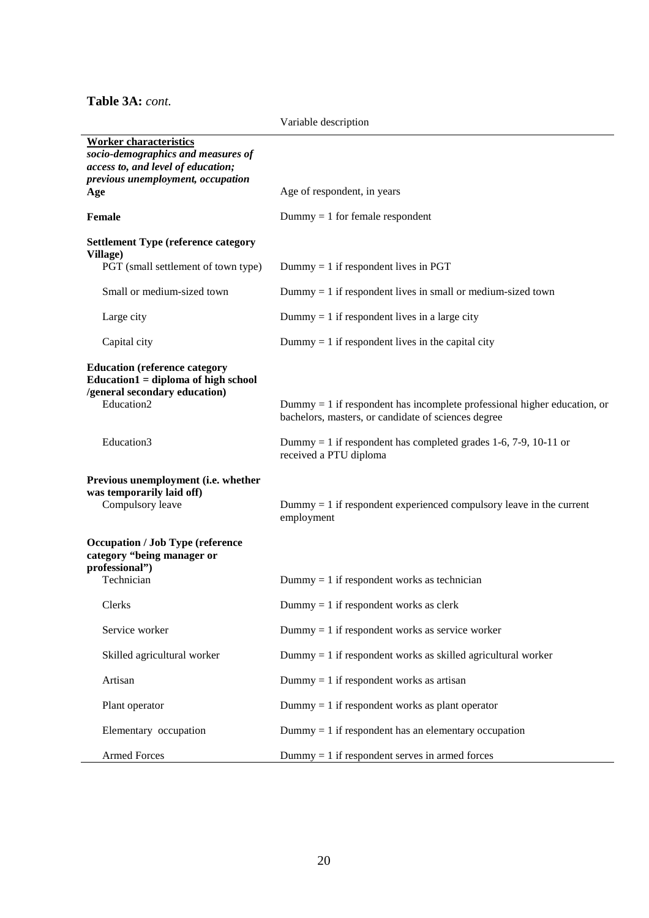**Table 3A:** *cont.*

| | Variable description |
|---|---|
| **Worker characteristics** *socio-demographics and measures of access to, and level of education; previous unemployment, occupation* | |
| **Age** | Age of respondent, in years |
| **Female** | Dummy = 1 for female respondent |
| **Settlement Type (reference category Village)** | |
| PGT (small settlement of town type) | Dummy = 1 if respondent lives in PGT |
| Small or medium-sized town | Dummy = 1 if respondent lives in small or medium-sized town |
| Large city | Dummy = 1 if respondent lives in a large city |
| Capital city | Dummy = 1 if respondent lives in the capital city |
| **Education (reference category Education1 = diploma of high school /general secondary education)** | |
| Education2 | Dummy = 1 if respondent has incomplete professional higher education, or bachelors, masters, or candidate of sciences degree |
| Education3 | Dummy = 1 if respondent has completed grades 1-6, 7-9, 10-11 or received a PTU diploma |
| **Previous unemployment (i.e. whether was temporarily laid off)** | |
| Compulsory leave | Dummy = 1 if respondent experienced compulsory leave in the current employment |
| **Occupation / Job Type (reference category "being manager or professional")** | |
| Technician | Dummy = 1 if respondent works as technician |
| Clerks | Dummy = 1 if respondent works as clerk |
| Service worker | Dummy = 1 if respondent works as service worker |
| Skilled agricultural worker | Dummy = 1 if respondent works as skilled agricultural worker |
| Artisan | Dummy = 1 if respondent works as artisan |
| Plant operator | Dummy = 1 if respondent works as plant operator |
| Elementary occupation | Dummy = 1 if respondent has an elementary occupation |
| Armed Forces | Dummy = 1 if respondent serves in armed forces |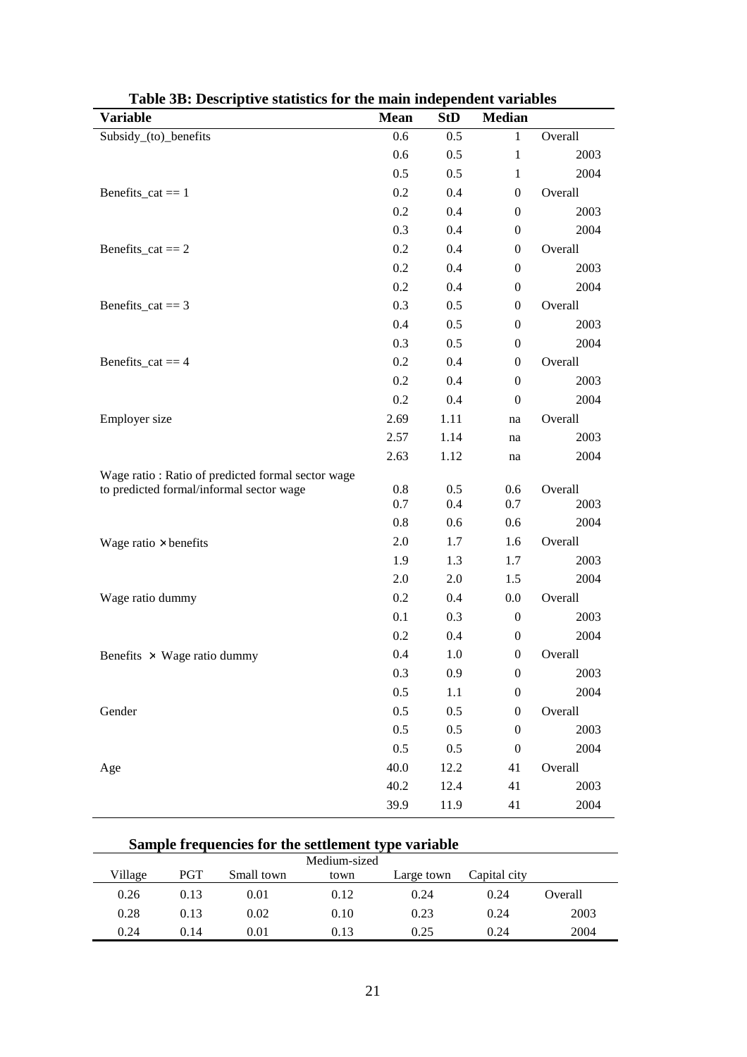**Table 3B: Descriptive statistics for the main independent variables**

| Variable | Mean | StD | Median | |
|---|---|---|---|---|
| Subsidy_(to)_benefits | 0.6 | 0.5 | 1 | Overall |
| | 0.6 | 0.5 | 1 | 2003 |
| | 0.5 | 0.5 | 1 | 2004 |
| Benefits_cat == 1 | 0.2 | 0.4 | 0 | Overall |
| | 0.2 | 0.4 | 0 | 2003 |
| | 0.3 | 0.4 | 0 | 2004 |
| Benefits_cat == 2 | 0.2 | 0.4 | 0 | Overall |
| | 0.2 | 0.4 | 0 | 2003 |
| | 0.2 | 0.4 | 0 | 2004 |
| Benefits_cat == 3 | 0.3 | 0.5 | 0 | Overall |
| | 0.4 | 0.5 | 0 | 2003 |
| | 0.3 | 0.5 | 0 | 2004 |
| Benefits_cat == 4 | 0.2 | 0.4 | 0 | Overall |
| | 0.2 | 0.4 | 0 | 2003 |
| | 0.2 | 0.4 | 0 | 2004 |
| Employer size | 2.69 | 1.11 | na | Overall |
| | 2.57 | 1.14 | na | 2003 |
| | 2.63 | 1.12 | na | 2004 |
| Wage ratio : Ratio of predicted formal sector wage to predicted formal/informal sector wage | 0.8 | 0.5 | 0.6 | Overall |
| | 0.7 | 0.4 | 0.7 | 2003 |
| | 0.8 | 0.6 | 0.6 | 2004 |
| Wage ratio × benefits | 2.0 | 1.7 | 1.6 | Overall |
| | 1.9 | 1.3 | 1.7 | 2003 |
| | 2.0 | 2.0 | 1.5 | 2004 |
| Wage ratio dummy | 0.2 | 0.4 | 0.0 | Overall |
| | 0.1 | 0.3 | 0 | 2003 |
| | 0.2 | 0.4 | 0 | 2004 |
| Benefits × Wage ratio dummy | 0.4 | 1.0 | 0 | Overall |
| | 0.3 | 0.9 | 0 | 2003 |
| | 0.5 | 1.1 | 0 | 2004 |
| Gender | 0.5 | 0.5 | 0 | Overall |
| | 0.5 | 0.5 | 0 | 2003 |
| | 0.5 | 0.5 | 0 | 2004 |
| Age | 40.0 | 12.2 | 41 | Overall |
| | 40.2 | 12.4 | 41 | 2003 |
| | 39.9 | 11.9 | 41 | 2004 |

**Sample frequencies for the settlement type variable**

| Village | PGT | Small town | Medium-sized town | Large town | Capital city | |
|---|---|---|---|---|---|---|
| 0.26 | 0.13 | 0.01 | 0.12 | 0.24 | 0.24 | Overall |
| 0.28 | 0.13 | 0.02 | 0.10 | 0.23 | 0.24 | 2003 |
| 0.24 | 0.14 | 0.01 | 0.13 | 0.25 | 0.24 | 2004 |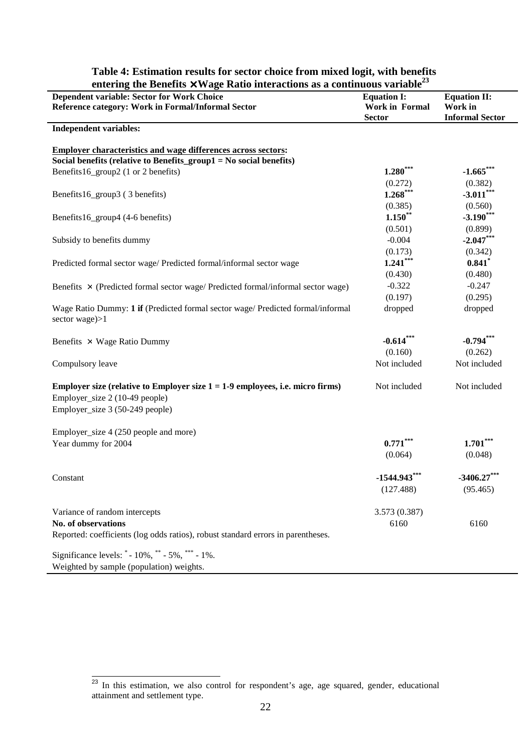**Table 4: Estimation results for sector choice from mixed logit, with benefits entering the Benefits × Wage Ratio interactions as a continuous variable**[23]

| **Dependent variable: Sector for Work Choice**<br>**Reference category: Work in Formal/Informal Sector** | **Equation I:**<br>**Work in Formal Sector** | **Equation II:**<br>**Work in Informal Sector** |
|---|---|---|
| **Independent variables:** | | |
| **Employer characteristics and wage differences across sectors:** | | |
| **Social benefits (relative to Benefits_group1 = No social benefits)** | | |
| Benefits16_group2 (1 or 2 benefits) | **1.280*****<br>(0.272) | **-1.665*****<br>(0.382) |
| Benefits16_group3 ( 3 benefits) | **1.268*****<br>(0.385) | **-3.011*****<br>(0.560) |
| Benefits16_group4 (4-6 benefits) | **1.150****<br>(0.501) | **-3.190*****<br>(0.899) |
| Subsidy to benefits dummy | -0.004<br>(0.173) | **-2.047*****<br>(0.342) |
| Predicted formal sector wage/ Predicted formal/informal sector wage | **1.241*****<br>(0.430) | **0.841***<br>(0.480) |
| Benefits × (Predicted formal sector wage/ Predicted formal/informal sector wage) | -0.322<br>(0.197) | -0.247<br>(0.295) |
| Wage Ratio Dummy: **1 if** (Predicted formal sector wage/ Predicted formal/informal sector wage)>1 | dropped | dropped |
| Benefits × Wage Ratio Dummy | **-0.614*****<br>(0.160) | **-0.794*****<br>(0.262) |
| Compulsory leave | Not included | Not included |
| **Employer size (relative to Employer size 1 = 1-9 employees, i.e. micro firms)**<br>Employer_size 2 (10-49 people)<br>Employer_size 3 (50-249 people)<br>Employer_size 4 (250 people and more) | Not included | Not included |
| Year dummy for 2004 | **0.771*****<br>(0.064) | **1.701*****<br>(0.048) |
| Constant | **-1544.943*****<br>(127.488) | **-3406.27*****<br>(95.465) |
| Variance of random intercepts | 3.573 (0.387) | |
| **No. of observations** | 6160 | 6160 |

Reported: coefficients (log odds ratios), robust standard errors in parentheses.

Significance levels: * - 10%, ** - 5%, *** - 1%.

Weighted by sample (population) weights.

[23] In this estimation, we also control for respondent's age, age squared, gender, educational attainment and settlement type.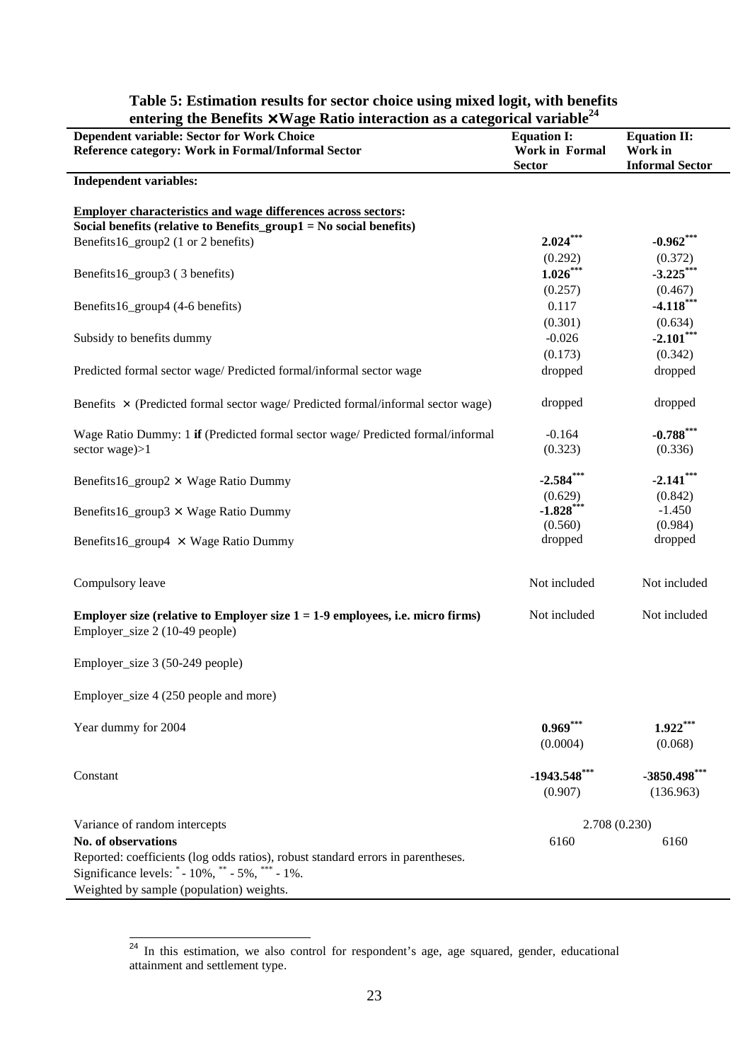**Table 5: Estimation results for sector choice using mixed logit, with benefits entering the Benefits × Wage Ratio interaction as a categorical variable[24]**

| **Dependent variable: Sector for Work Choice**<br>**Reference category: Work in Formal/Informal Sector** | **Equation I: Work in Formal Sector** | **Equation II: Work in Informal Sector** |
|---|---|---|
| **Independent variables:** | | |
| **Employer characteristics and wage differences across sectors:** | | |
| **Social benefits (relative to Benefits_group1 = No social benefits)** | | |
| Benefits16_group2 (1 or 2 benefits) | **2.024*****<br>(0.292) | **-0.962*****<br>(0.372) |
| Benefits16_group3 ( 3 benefits) | **1.026*****<br>(0.257) | **-3.225*****<br>(0.467) |
| Benefits16_group4 (4-6 benefits) | 0.117<br>(0.301) | **-4.118*****<br>(0.634) |
| Subsidy to benefits dummy | -0.026<br>(0.173) | **-2.101*****<br>(0.342) |
| Predicted formal sector wage/ Predicted formal/informal sector wage | dropped | dropped |
| Benefits × (Predicted formal sector wage/ Predicted formal/informal sector wage) | dropped | dropped |
| Wage Ratio Dummy: 1 **if** (Predicted formal sector wage/ Predicted formal/informal sector wage)>1 | -0.164<br>(0.323) | **-0.788*****<br>(0.336) |
| Benefits16_group2 × Wage Ratio Dummy | **-2.584*****<br>(0.629) | **-2.141*****<br>(0.842) |
| Benefits16_group3 × Wage Ratio Dummy | **-1.828*****<br>(0.560) | -1.450<br>(0.984) |
| Benefits16_group4 × Wage Ratio Dummy | dropped | dropped |
| Compulsory leave | Not included | Not included |
| **Employer size (relative to Employer size 1 = 1-9 employees, i.e. micro firms)** | Not included | Not included |
| Employer_size 2 (10-49 people) | | |
| Employer_size 3 (50-249 people) | | |
| Employer_size 4 (250 people and more) | | |
| Year dummy for 2004 | **0.969*****<br>(0.0004) | **1.922*****<br>(0.068) |
| Constant | **-1943.548*****<br>(0.907) | **-3850.498*****<br>(136.963) |
| Variance of random intercepts | 2.708 (0.230) | |
| **No. of observations** | 6160 | 6160 |

Reported: coefficients (log odds ratios), robust standard errors in parentheses.
Significance levels: * - 10%, ** - 5%, *** - 1%.
Weighted by sample (population) weights.

[24] In this estimation, we also control for respondent's age, age squared, gender, educational attainment and settlement type.